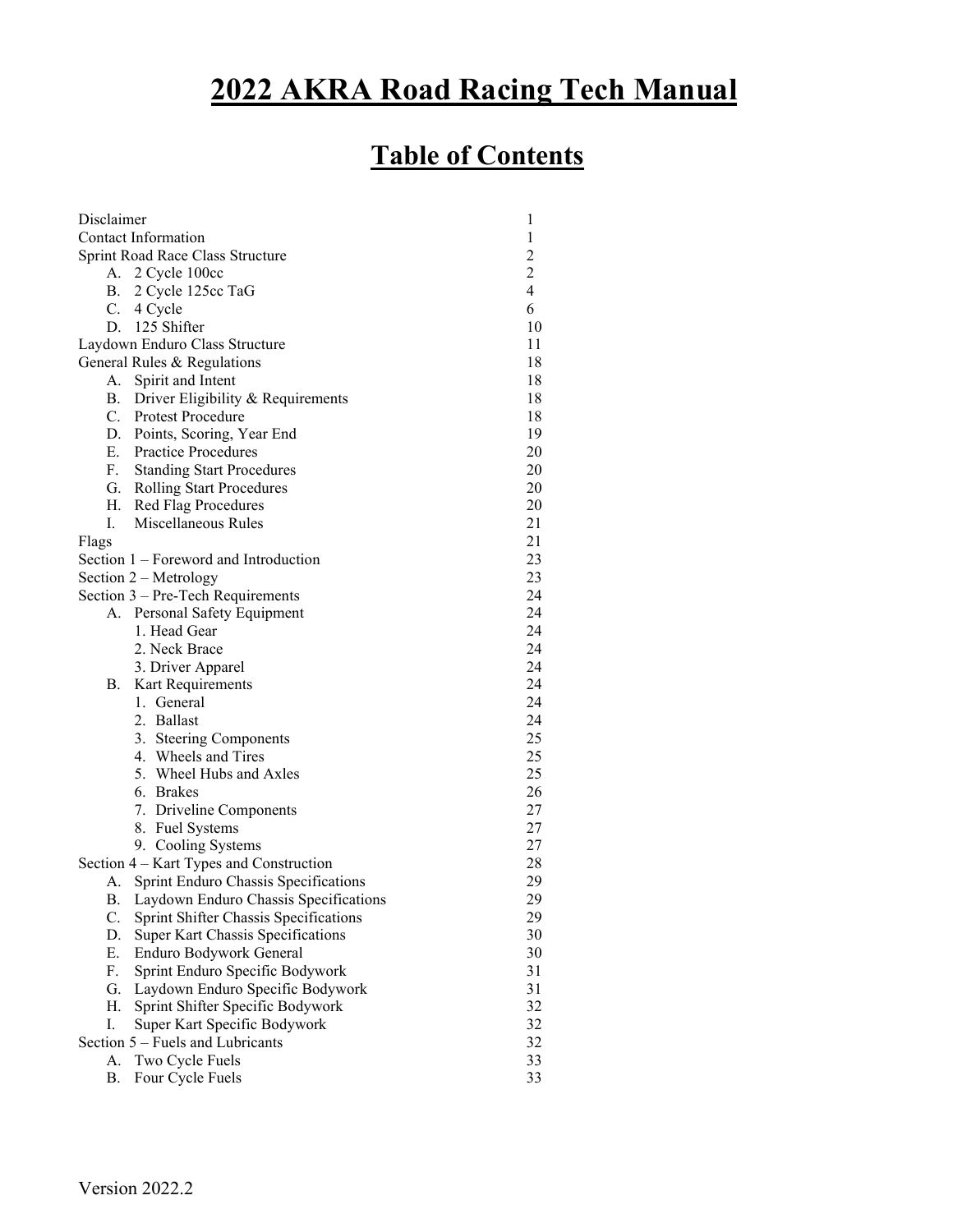# 2022 AKRA Road Racing Tech Manual

## Table of Contents

| | |
|---|---|
| Disclaimer | 1 |
| Contact Information | 1 |
| Sprint Road Race Class Structure | 2 |
| A. 2 Cycle 100cc | 2 |
| B. 2 Cycle 125cc TaG | 4 |
| C. 4 Cycle | 6 |
| D. 125 Shifter | 10 |
| Laydown Enduro Class Structure | 11 |
| General Rules & Regulations | 18 |
| A. Spirit and Intent | 18 |
| B. Driver Eligibility & Requirements | 18 |
| C. Protest Procedure | 18 |
| D. Points, Scoring, Year End | 19 |
| E. Practice Procedures | 20 |
| F. Standing Start Procedures | 20 |
| G. Rolling Start Procedures | 20 |
| H. Red Flag Procedures | 20 |
| I. Miscellaneous Rules | 21 |
| Flags | 21 |
| Section 1 – Foreword and Introduction | 23 |
| Section 2 – Metrology | 23 |
| Section 3 – Pre-Tech Requirements | 24 |
| A. Personal Safety Equipment | 24 |
| 1. Head Gear | 24 |
| 2. Neck Brace | 24 |
| 3. Driver Apparel | 24 |
| B. Kart Requirements | 24 |
| 1. General | 24 |
| 2. Ballast | 24 |
| 3. Steering Components | 25 |
| 4. Wheels and Tires | 25 |
| 5. Wheel Hubs and Axles | 25 |
| 6. Brakes | 26 |
| 7. Driveline Components | 27 |
| 8. Fuel Systems | 27 |
| 9. Cooling Systems | 27 |
| Section 4 – Kart Types and Construction | 28 |
| A. Sprint Enduro Chassis Specifications | 29 |
| B. Laydown Enduro Chassis Specifications | 29 |
| C. Sprint Shifter Chassis Specifications | 29 |
| D. Super Kart Chassis Specifications | 30 |
| E. Enduro Bodywork General | 30 |
| F. Sprint Enduro Specific Bodywork | 31 |
| G. Laydown Enduro Specific Bodywork | 31 |
| H. Sprint Shifter Specific Bodywork | 32 |
| I. Super Kart Specific Bodywork | 32 |
| Section 5 – Fuels and Lubricants | 32 |
| A. Two Cycle Fuels | 33 |
| B. Four Cycle Fuels | 33 |

Version 2022.2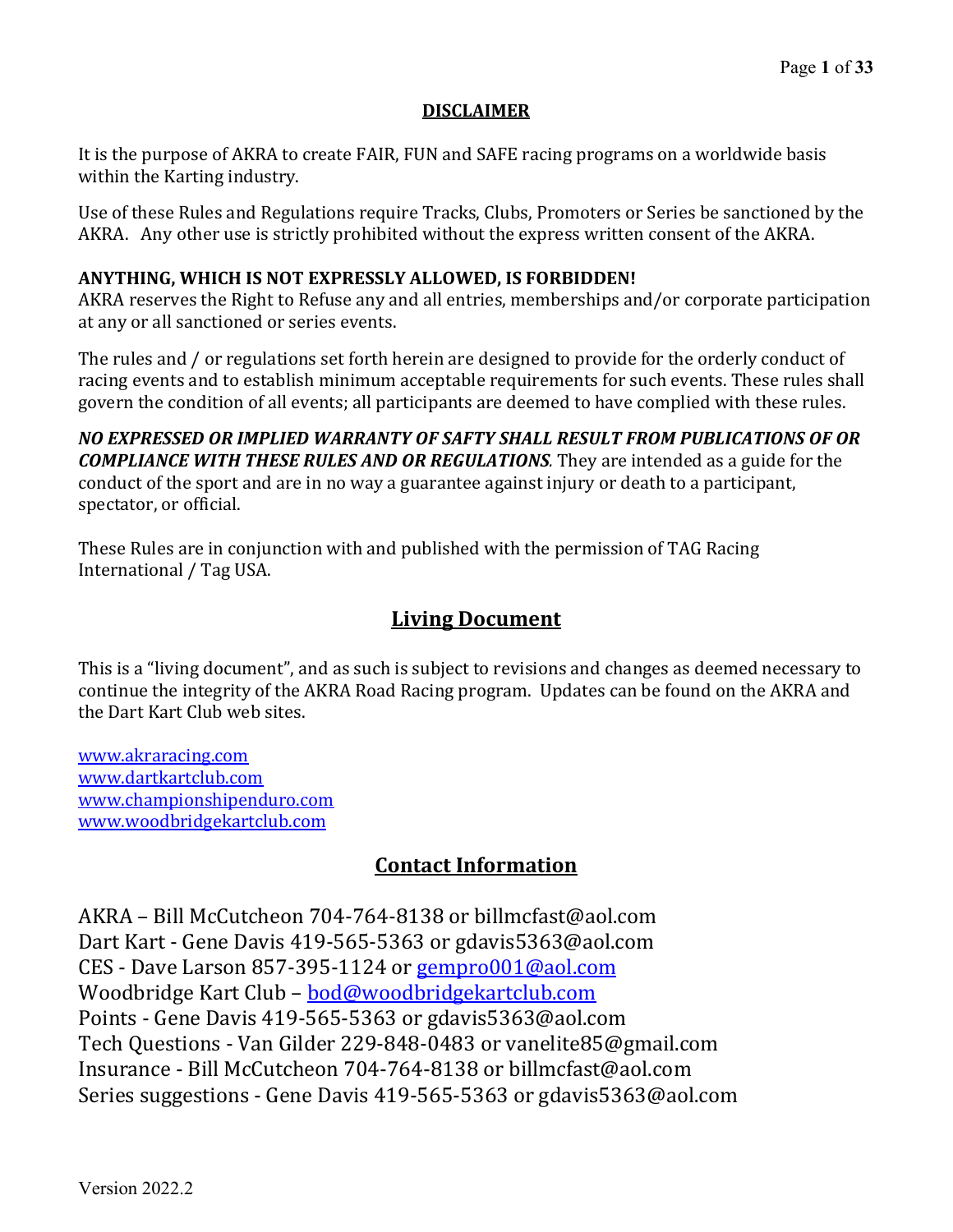## DISCLAIMER

It is the purpose of AKRA to create FAIR, FUN and SAFE racing programs on a worldwide basis within the Karting industry.

Use of these Rules and Regulations require Tracks, Clubs, Promoters or Series be sanctioned by the AKRA. Any other use is strictly prohibited without the express written consent of the AKRA.

**ANYTHING, WHICH IS NOT EXPRESSLY ALLOWED, IS FORBIDDEN!**
AKRA reserves the Right to Refuse any and all entries, memberships and/or corporate participation at any or all sanctioned or series events.

The rules and / or regulations set forth herein are designed to provide for the orderly conduct of racing events and to establish minimum acceptable requirements for such events. These rules shall govern the condition of all events; all participants are deemed to have complied with these rules.

***NO EXPRESSED OR IMPLIED WARRANTY OF SAFTY SHALL RESULT FROM PUBLICATIONS OF OR COMPLIANCE WITH THESE RULES AND OR REGULATIONS***. They are intended as a guide for the conduct of the sport and are in no way a guarantee against injury or death to a participant, spectator, or official.

These Rules are in conjunction with and published with the permission of TAG Racing International / Tag USA.

## Living Document

This is a "living document", and as such is subject to revisions and changes as deemed necessary to continue the integrity of the AKRA Road Racing program. Updates can be found on the AKRA and the Dart Kart Club web sites.

www.akraracing.com
www.dartkartclub.com
www.championshipenduro.com
www.woodbridgekartclub.com

## Contact Information

AKRA – Bill McCutcheon 704-764-8138 or billmcfast@aol.com
Dart Kart - Gene Davis 419-565-5363 or gdavis5363@aol.com
CES - Dave Larson 857-395-1124 or gempro001@aol.com
Woodbridge Kart Club – bod@woodbridgekartclub.com
Points - Gene Davis 419-565-5363 or gdavis5363@aol.com
Tech Questions - Van Gilder 229-848-0483 or vanelite85@gmail.com
Insurance - Bill McCutcheon 704-764-8138 or billmcfast@aol.com
Series suggestions - Gene Davis 419-565-5363 or gdavis5363@aol.com

Version 2022.2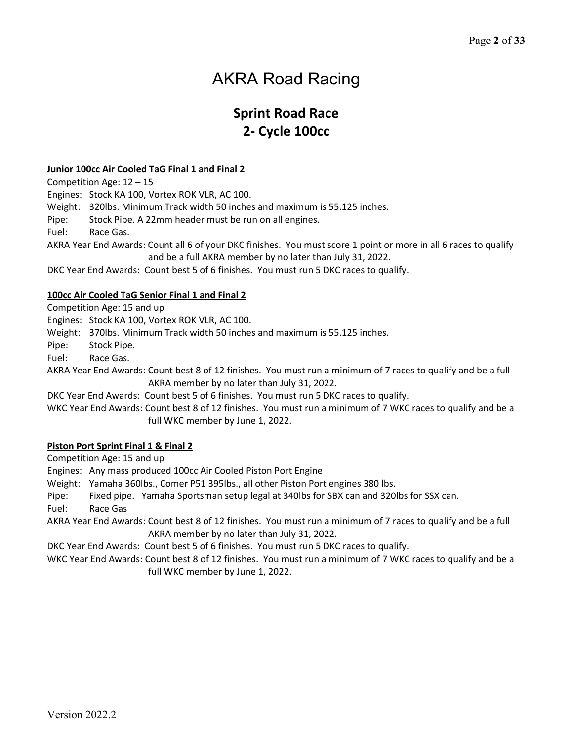# AKRA Road Racing

## Sprint Road Race
## 2- Cycle 100cc

**Junior 100cc Air Cooled TaG Final 1 and Final 2**

Competition Age: 12 – 15

Engines: Stock KA 100, Vortex ROK VLR, AC 100.

Weight: 320lbs. Minimum Track width 50 inches and maximum is 55.125 inches.

Pipe: Stock Pipe. A 22mm header must be run on all engines.

Fuel: Race Gas.

AKRA Year End Awards: Count all 6 of your DKC finishes. You must score 1 point or more in all 6 races to qualify and be a full AKRA member by no later than July 31, 2022.

DKC Year End Awards: Count best 5 of 6 finishes. You must run 5 DKC races to qualify.

**100cc Air Cooled TaG Senior Final 1 and Final 2**

Competition Age: 15 and up

Engines: Stock KA 100, Vortex ROK VLR, AC 100.

Weight: 370lbs. Minimum Track width 50 inches and maximum is 55.125 inches.

Pipe: Stock Pipe.

Fuel: Race Gas.

AKRA Year End Awards: Count best 8 of 12 finishes. You must run a minimum of 7 races to qualify and be a full AKRA member by no later than July 31, 2022.

DKC Year End Awards: Count best 5 of 6 finishes. You must run 5 DKC races to qualify.

WKC Year End Awards: Count best 8 of 12 finishes. You must run a minimum of 7 WKC races to qualify and be a full WKC member by June 1, 2022.

**Piston Port Sprint Final 1 & Final 2**

Competition Age: 15 and up

Engines: Any mass produced 100cc Air Cooled Piston Port Engine

Weight: Yamaha 360lbs., Comer P51 395lbs., all other Piston Port engines 380 lbs.

Pipe: Fixed pipe. Yamaha Sportsman setup legal at 340lbs for SBX can and 320lbs for SSX can.

Fuel: Race Gas

AKRA Year End Awards: Count best 8 of 12 finishes. You must run a minimum of 7 races to qualify and be a full AKRA member by no later than July 31, 2022.

DKC Year End Awards: Count best 5 of 6 finishes. You must run 5 DKC races to qualify.

WKC Year End Awards: Count best 8 of 12 finishes. You must run a minimum of 7 WKC races to qualify and be a full WKC member by June 1, 2022.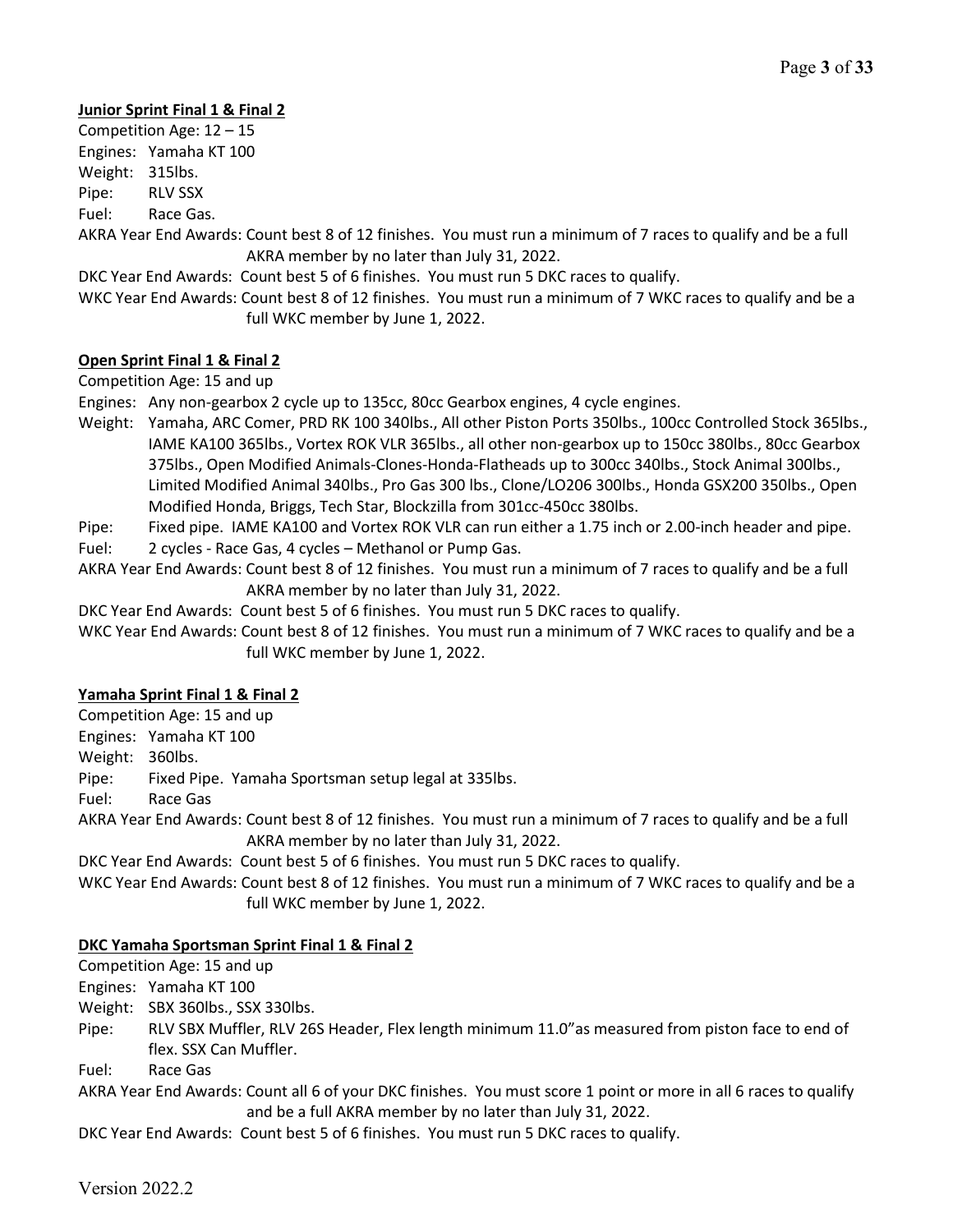**Junior Sprint Final 1 & Final 2**

Competition Age: 12 – 15

Engines: Yamaha KT 100

Weight: 315lbs.

Pipe: RLV SSX

Fuel: Race Gas.

AKRA Year End Awards: Count best 8 of 12 finishes. You must run a minimum of 7 races to qualify and be a full AKRA member by no later than July 31, 2022.

DKC Year End Awards: Count best 5 of 6 finishes. You must run 5 DKC races to qualify.

WKC Year End Awards: Count best 8 of 12 finishes. You must run a minimum of 7 WKC races to qualify and be a full WKC member by June 1, 2022.

**Open Sprint Final 1 & Final 2**

Competition Age: 15 and up

Engines: Any non-gearbox 2 cycle up to 135cc, 80cc Gearbox engines, 4 cycle engines.

Weight: Yamaha, ARC Comer, PRD RK 100 340lbs., All other Piston Ports 350lbs., 100cc Controlled Stock 365lbs., IAME KA100 365lbs., Vortex ROK VLR 365lbs., all other non-gearbox up to 150cc 380lbs., 80cc Gearbox 375lbs., Open Modified Animals-Clones-Honda-Flatheads up to 300cc 340lbs., Stock Animal 300lbs., Limited Modified Animal 340lbs., Pro Gas 300 lbs., Clone/LO206 300lbs., Honda GSX200 350lbs., Open Modified Honda, Briggs, Tech Star, Blockzilla from 301cc-450cc 380lbs.

Pipe: Fixed pipe. IAME KA100 and Vortex ROK VLR can run either a 1.75 inch or 2.00-inch header and pipe.

Fuel: 2 cycles - Race Gas, 4 cycles – Methanol or Pump Gas.

AKRA Year End Awards: Count best 8 of 12 finishes. You must run a minimum of 7 races to qualify and be a full AKRA member by no later than July 31, 2022.

DKC Year End Awards: Count best 5 of 6 finishes. You must run 5 DKC races to qualify.

WKC Year End Awards: Count best 8 of 12 finishes. You must run a minimum of 7 WKC races to qualify and be a full WKC member by June 1, 2022.

**Yamaha Sprint Final 1 & Final 2**

Competition Age: 15 and up

Engines: Yamaha KT 100

Weight: 360lbs.

Pipe: Fixed Pipe. Yamaha Sportsman setup legal at 335lbs.

Fuel: Race Gas

AKRA Year End Awards: Count best 8 of 12 finishes. You must run a minimum of 7 races to qualify and be a full AKRA member by no later than July 31, 2022.

DKC Year End Awards: Count best 5 of 6 finishes. You must run 5 DKC races to qualify.

WKC Year End Awards: Count best 8 of 12 finishes. You must run a minimum of 7 WKC races to qualify and be a full WKC member by June 1, 2022.

**DKC Yamaha Sportsman Sprint Final 1 & Final 2**

Competition Age: 15 and up

Engines: Yamaha KT 100

Weight: SBX 360lbs., SSX 330lbs.

Pipe: RLV SBX Muffler, RLV 26S Header, Flex length minimum 11.0"as measured from piston face to end of flex. SSX Can Muffler.

Fuel: Race Gas

AKRA Year End Awards: Count all 6 of your DKC finishes. You must score 1 point or more in all 6 races to qualify and be a full AKRA member by no later than July 31, 2022.

DKC Year End Awards: Count best 5 of 6 finishes. You must run 5 DKC races to qualify.

Version 2022.2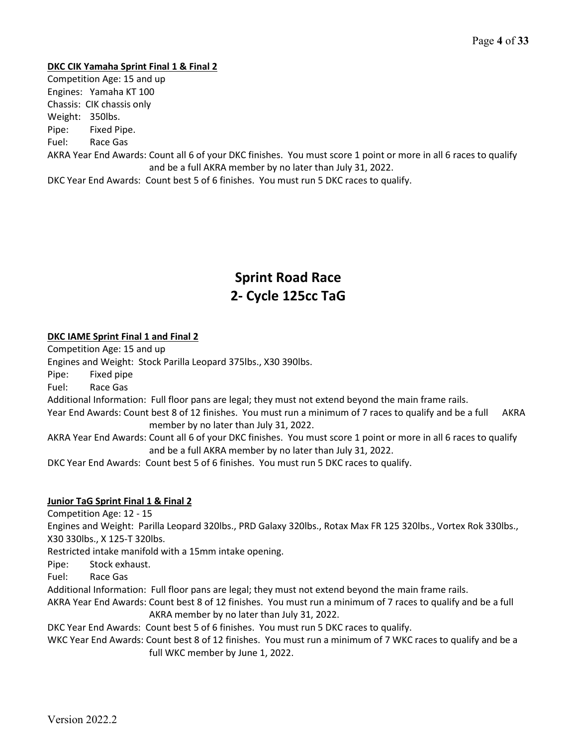**DKC CIK Yamaha Sprint Final 1 & Final 2**

Competition Age: 15 and up
Engines: Yamaha KT 100
Chassis: CIK chassis only
Weight: 350lbs.
Pipe: Fixed Pipe.
Fuel: Race Gas
AKRA Year End Awards: Count all 6 of your DKC finishes. You must score 1 point or more in all 6 races to qualify and be a full AKRA member by no later than July 31, 2022.
DKC Year End Awards: Count best 5 of 6 finishes. You must run 5 DKC races to qualify.

# Sprint Road Race
# 2- Cycle 125cc TaG

**DKC IAME Sprint Final 1 and Final 2**

Competition Age: 15 and up
Engines and Weight: Stock Parilla Leopard 375lbs., X30 390lbs.
Pipe: Fixed pipe
Fuel: Race Gas
Additional Information: Full floor pans are legal; they must not extend beyond the main frame rails.
Year End Awards: Count best 8 of 12 finishes. You must run a minimum of 7 races to qualify and be a full AKRA member by no later than July 31, 2022.
AKRA Year End Awards: Count all 6 of your DKC finishes. You must score 1 point or more in all 6 races to qualify and be a full AKRA member by no later than July 31, 2022.
DKC Year End Awards: Count best 5 of 6 finishes. You must run 5 DKC races to qualify.

**Junior TaG Sprint Final 1 & Final 2**

Competition Age: 12 - 15
Engines and Weight: Parilla Leopard 320lbs., PRD Galaxy 320lbs., Rotax Max FR 125 320lbs., Vortex Rok 330lbs., X30 330lbs., X 125-T 320lbs.
Restricted intake manifold with a 15mm intake opening.
Pipe: Stock exhaust.
Fuel: Race Gas
Additional Information: Full floor pans are legal; they must not extend beyond the main frame rails.
AKRA Year End Awards: Count best 8 of 12 finishes. You must run a minimum of 7 races to qualify and be a full AKRA member by no later than July 31, 2022.
DKC Year End Awards: Count best 5 of 6 finishes. You must run 5 DKC races to qualify.
WKC Year End Awards: Count best 8 of 12 finishes. You must run a minimum of 7 WKC races to qualify and be a full WKC member by June 1, 2022.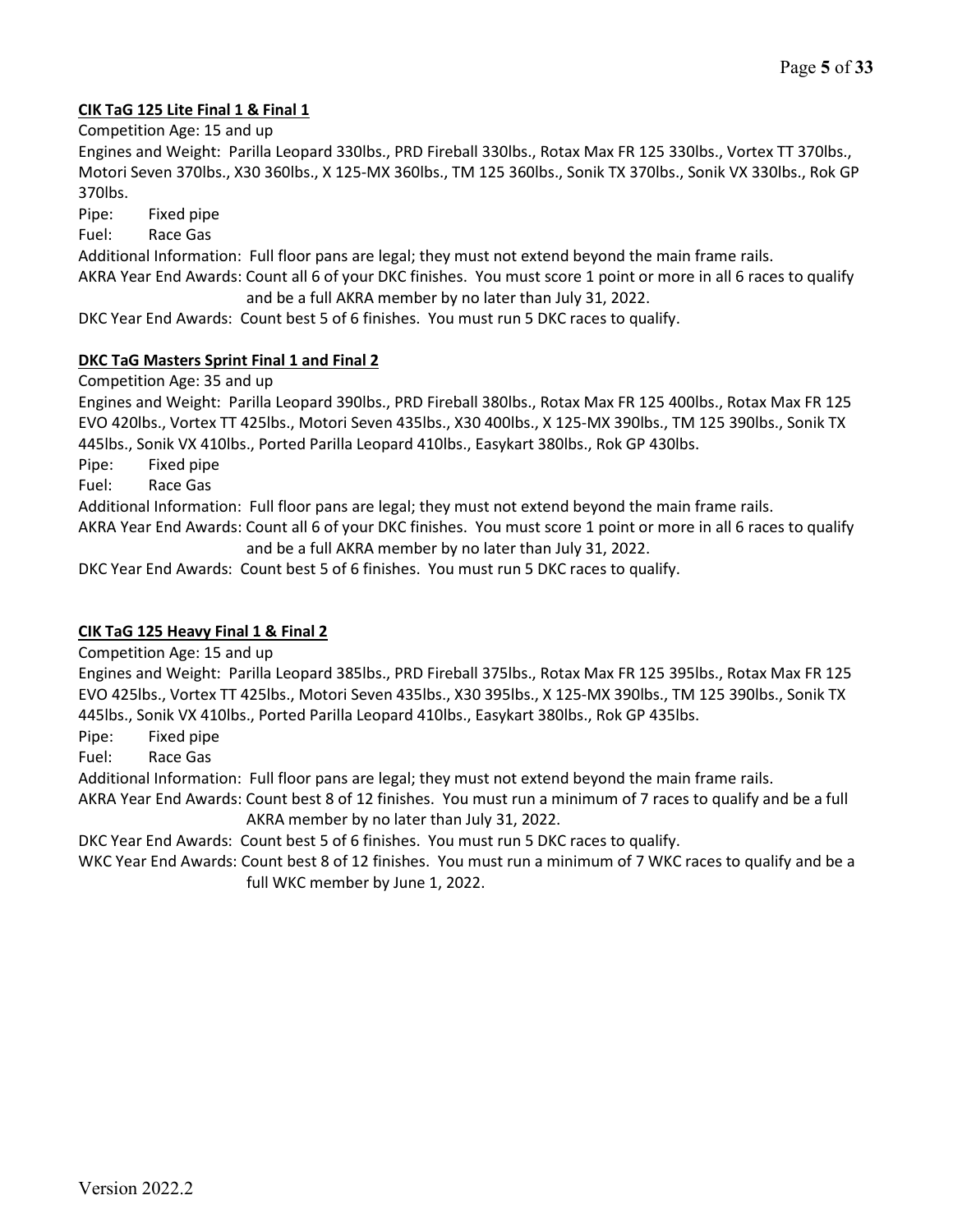**CIK TaG 125 Lite Final 1 & Final 1**

Competition Age: 15 and up

Engines and Weight: Parilla Leopard 330lbs., PRD Fireball 330lbs., Rotax Max FR 125 330lbs., Vortex TT 370lbs., Motori Seven 370lbs., X30 360lbs., X 125-MX 360lbs., TM 125 360lbs., Sonik TX 370lbs., Sonik VX 330lbs., Rok GP 370lbs.

Pipe: Fixed pipe

Fuel: Race Gas

Additional Information: Full floor pans are legal; they must not extend beyond the main frame rails.

AKRA Year End Awards: Count all 6 of your DKC finishes. You must score 1 point or more in all 6 races to qualify and be a full AKRA member by no later than July 31, 2022.

DKC Year End Awards: Count best 5 of 6 finishes. You must run 5 DKC races to qualify.

**DKC TaG Masters Sprint Final 1 and Final 2**

Competition Age: 35 and up

Engines and Weight: Parilla Leopard 390lbs., PRD Fireball 380lbs., Rotax Max FR 125 400lbs., Rotax Max FR 125 EVO 420lbs., Vortex TT 425lbs., Motori Seven 435lbs., X30 400lbs., X 125-MX 390lbs., TM 125 390lbs., Sonik TX 445lbs., Sonik VX 410lbs., Ported Parilla Leopard 410lbs., Easykart 380lbs., Rok GP 430lbs.

Pipe: Fixed pipe

Fuel: Race Gas

Additional Information: Full floor pans are legal; they must not extend beyond the main frame rails.

AKRA Year End Awards: Count all 6 of your DKC finishes. You must score 1 point or more in all 6 races to qualify and be a full AKRA member by no later than July 31, 2022.

DKC Year End Awards: Count best 5 of 6 finishes. You must run 5 DKC races to qualify.

**CIK TaG 125 Heavy Final 1 & Final 2**

Competition Age: 15 and up

Engines and Weight: Parilla Leopard 385lbs., PRD Fireball 375lbs., Rotax Max FR 125 395lbs., Rotax Max FR 125 EVO 425lbs., Vortex TT 425lbs., Motori Seven 435lbs., X30 395lbs., X 125-MX 390lbs., TM 125 390lbs., Sonik TX 445lbs., Sonik VX 410lbs., Ported Parilla Leopard 410lbs., Easykart 380lbs., Rok GP 435lbs.

Pipe: Fixed pipe

Fuel: Race Gas

Additional Information: Full floor pans are legal; they must not extend beyond the main frame rails.

AKRA Year End Awards: Count best 8 of 12 finishes. You must run a minimum of 7 races to qualify and be a full AKRA member by no later than July 31, 2022.

DKC Year End Awards: Count best 5 of 6 finishes. You must run 5 DKC races to qualify.

WKC Year End Awards: Count best 8 of 12 finishes. You must run a minimum of 7 WKC races to qualify and be a full WKC member by June 1, 2022.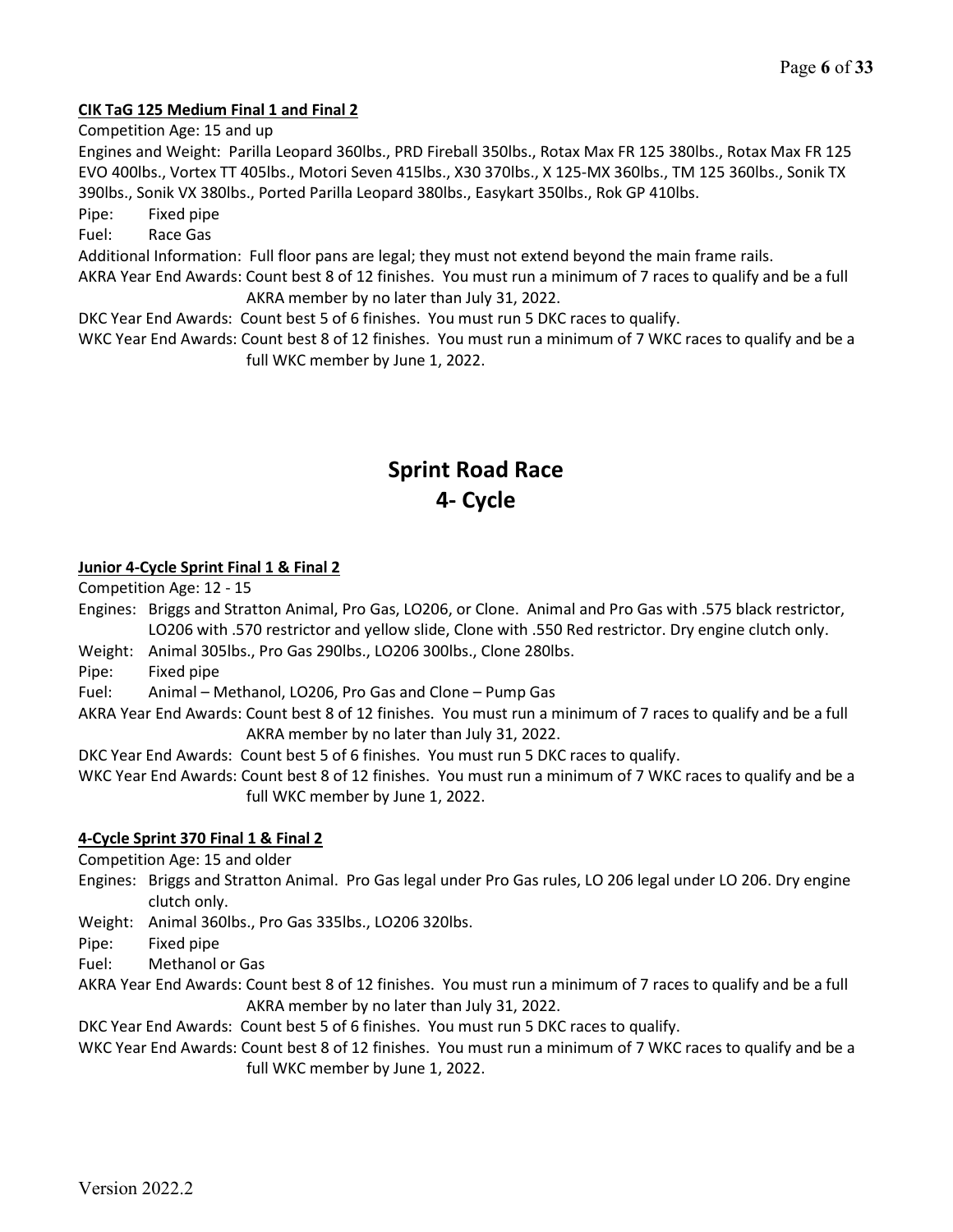**CIK TaG 125 Medium Final 1 and Final 2**

Competition Age: 15 and up

Engines and Weight: Parilla Leopard 360lbs., PRD Fireball 350lbs., Rotax Max FR 125 380lbs., Rotax Max FR 125 EVO 400lbs., Vortex TT 405lbs., Motori Seven 415lbs., X30 370lbs., X 125-MX 360lbs., TM 125 360lbs., Sonik TX 390lbs., Sonik VX 380lbs., Ported Parilla Leopard 380lbs., Easykart 350lbs., Rok GP 410lbs.

Pipe: Fixed pipe

Fuel: Race Gas

Additional Information: Full floor pans are legal; they must not extend beyond the main frame rails.

AKRA Year End Awards: Count best 8 of 12 finishes. You must run a minimum of 7 races to qualify and be a full AKRA member by no later than July 31, 2022.

DKC Year End Awards: Count best 5 of 6 finishes. You must run 5 DKC races to qualify.

WKC Year End Awards: Count best 8 of 12 finishes. You must run a minimum of 7 WKC races to qualify and be a full WKC member by June 1, 2022.

# Sprint Road Race
# 4- Cycle

**Junior 4-Cycle Sprint Final 1 & Final 2**

Competition Age: 12 - 15

Engines: Briggs and Stratton Animal, Pro Gas, LO206, or Clone. Animal and Pro Gas with .575 black restrictor, LO206 with .570 restrictor and yellow slide, Clone with .550 Red restrictor. Dry engine clutch only.

Weight: Animal 305lbs., Pro Gas 290lbs., LO206 300lbs., Clone 280lbs.

Pipe: Fixed pipe

Fuel: Animal – Methanol, LO206, Pro Gas and Clone – Pump Gas

AKRA Year End Awards: Count best 8 of 12 finishes. You must run a minimum of 7 races to qualify and be a full AKRA member by no later than July 31, 2022.

DKC Year End Awards: Count best 5 of 6 finishes. You must run 5 DKC races to qualify.

WKC Year End Awards: Count best 8 of 12 finishes. You must run a minimum of 7 WKC races to qualify and be a full WKC member by June 1, 2022.

**4-Cycle Sprint 370 Final 1 & Final 2**

Competition Age: 15 and older

Engines: Briggs and Stratton Animal. Pro Gas legal under Pro Gas rules, LO 206 legal under LO 206. Dry engine clutch only.

Weight: Animal 360lbs., Pro Gas 335lbs., LO206 320lbs.

Pipe: Fixed pipe

Fuel: Methanol or Gas

AKRA Year End Awards: Count best 8 of 12 finishes. You must run a minimum of 7 races to qualify and be a full AKRA member by no later than July 31, 2022.

DKC Year End Awards: Count best 5 of 6 finishes. You must run 5 DKC races to qualify.

WKC Year End Awards: Count best 8 of 12 finishes. You must run a minimum of 7 WKC races to qualify and be a full WKC member by June 1, 2022.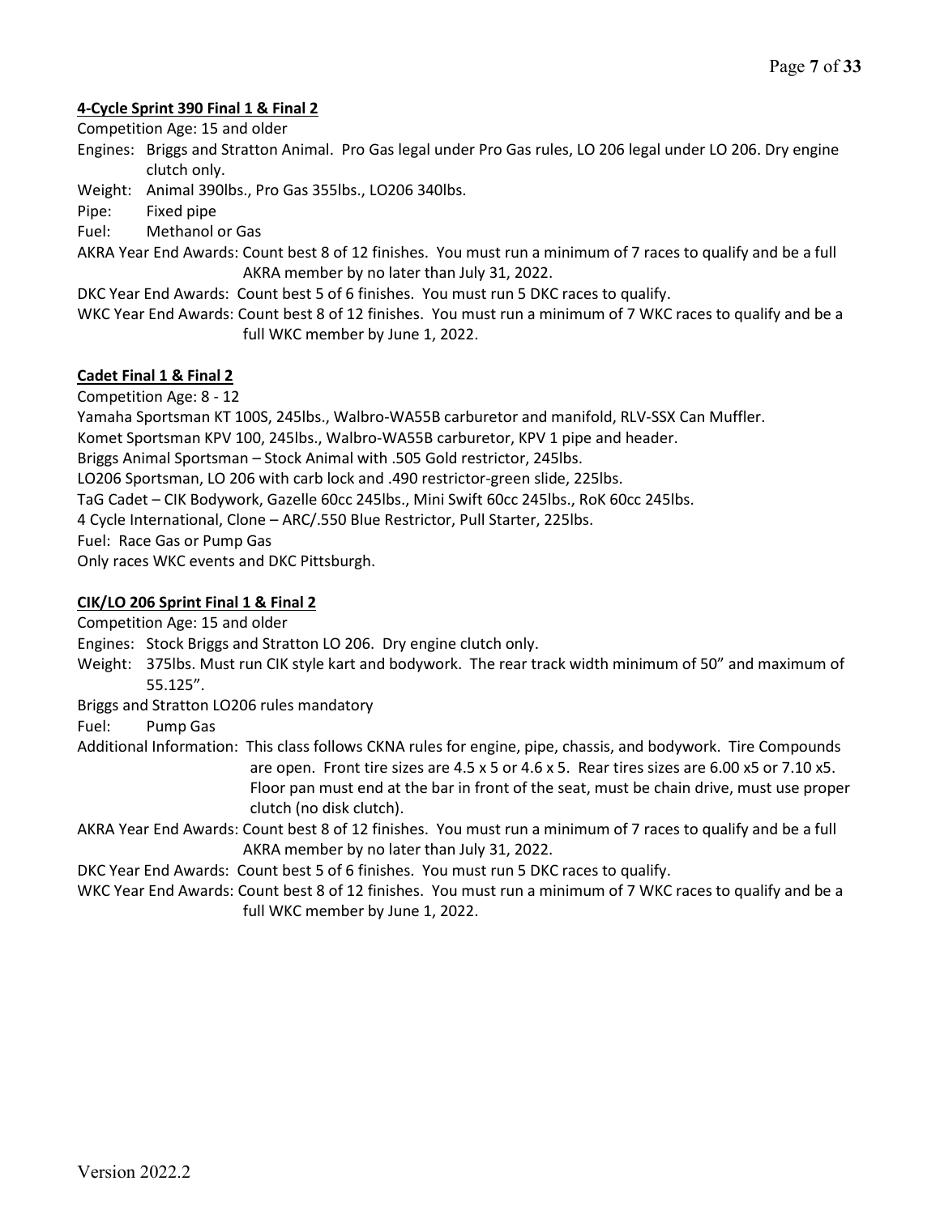### 4-Cycle Sprint 390 Final 1 & Final 2

Competition Age: 15 and older

Engines: Briggs and Stratton Animal. Pro Gas legal under Pro Gas rules, LO 206 legal under LO 206. Dry engine clutch only.

Weight: Animal 390lbs., Pro Gas 355lbs., LO206 340lbs.

Pipe: Fixed pipe

Fuel: Methanol or Gas

AKRA Year End Awards: Count best 8 of 12 finishes. You must run a minimum of 7 races to qualify and be a full AKRA member by no later than July 31, 2022.

DKC Year End Awards: Count best 5 of 6 finishes. You must run 5 DKC races to qualify.

WKC Year End Awards: Count best 8 of 12 finishes. You must run a minimum of 7 WKC races to qualify and be a full WKC member by June 1, 2022.

### Cadet Final 1 & Final 2

Competition Age: 8 - 12

Yamaha Sportsman KT 100S, 245lbs., Walbro-WA55B carburetor and manifold, RLV-SSX Can Muffler.

Komet Sportsman KPV 100, 245lbs., Walbro-WA55B carburetor, KPV 1 pipe and header.

Briggs Animal Sportsman – Stock Animal with .505 Gold restrictor, 245lbs.

LO206 Sportsman, LO 206 with carb lock and .490 restrictor-green slide, 225lbs.

TaG Cadet – CIK Bodywork, Gazelle 60cc 245lbs., Mini Swift 60cc 245lbs., RoK 60cc 245lbs.

4 Cycle International, Clone – ARC/.550 Blue Restrictor, Pull Starter, 225lbs.

Fuel: Race Gas or Pump Gas

Only races WKC events and DKC Pittsburgh.

### CIK/LO 206 Sprint Final 1 & Final 2

Competition Age: 15 and older

Engines: Stock Briggs and Stratton LO 206. Dry engine clutch only.

Weight: 375lbs. Must run CIK style kart and bodywork. The rear track width minimum of 50" and maximum of 55.125".

Briggs and Stratton LO206 rules mandatory

Fuel: Pump Gas

Additional Information: This class follows CKNA rules for engine, pipe, chassis, and bodywork. Tire Compounds are open. Front tire sizes are 4.5 x 5 or 4.6 x 5. Rear tires sizes are 6.00 x5 or 7.10 x5. Floor pan must end at the bar in front of the seat, must be chain drive, must use proper clutch (no disk clutch).

AKRA Year End Awards: Count best 8 of 12 finishes. You must run a minimum of 7 races to qualify and be a full AKRA member by no later than July 31, 2022.

DKC Year End Awards: Count best 5 of 6 finishes. You must run 5 DKC races to qualify.

WKC Year End Awards: Count best 8 of 12 finishes. You must run a minimum of 7 WKC races to qualify and be a full WKC member by June 1, 2022.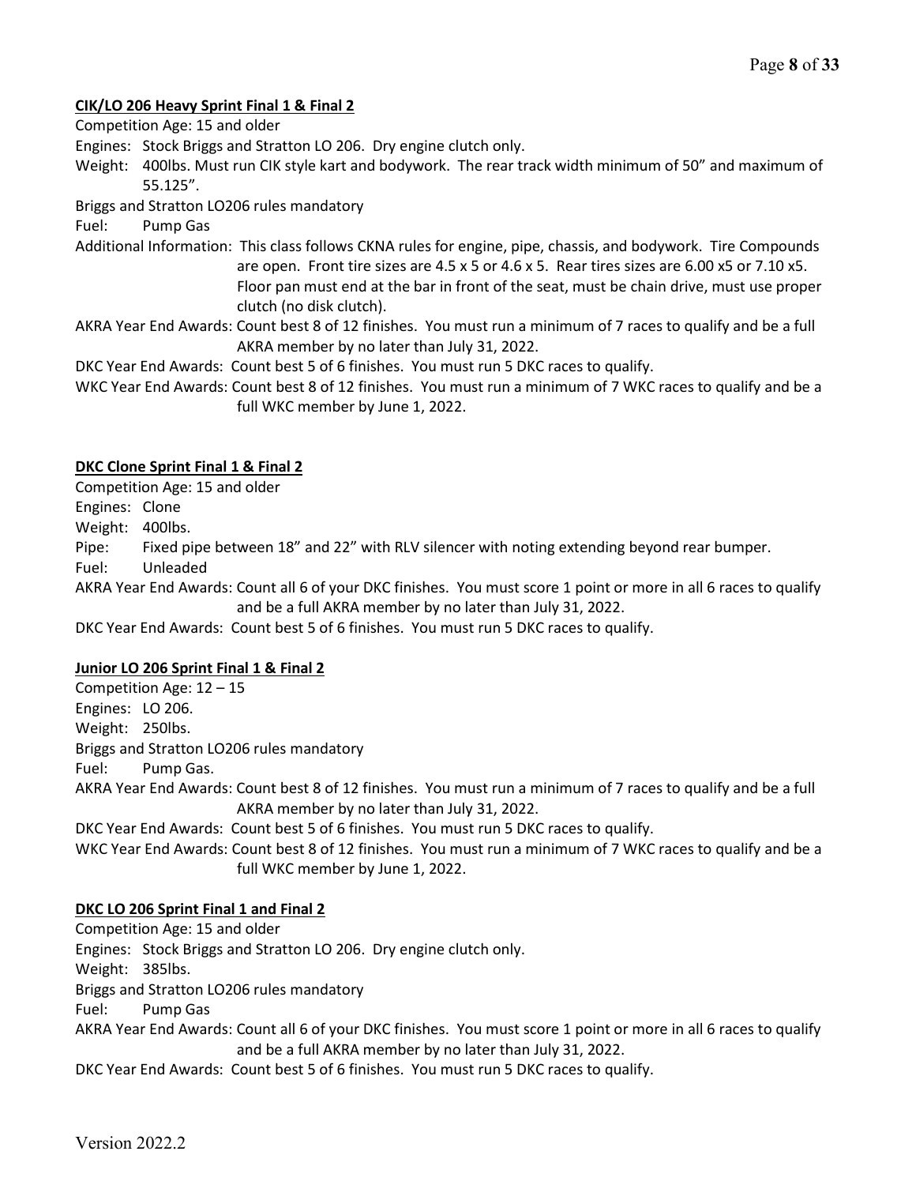**CIK/LO 206 Heavy Sprint Final 1 & Final 2**

Competition Age: 15 and older

Engines: Stock Briggs and Stratton LO 206. Dry engine clutch only.

Weight: 400lbs. Must run CIK style kart and bodywork. The rear track width minimum of 50" and maximum of 55.125".

Briggs and Stratton LO206 rules mandatory

Fuel: Pump Gas

Additional Information: This class follows CKNA rules for engine, pipe, chassis, and bodywork. Tire Compounds are open. Front tire sizes are 4.5 x 5 or 4.6 x 5. Rear tires sizes are 6.00 x5 or 7.10 x5. Floor pan must end at the bar in front of the seat, must be chain drive, must use proper clutch (no disk clutch).

AKRA Year End Awards: Count best 8 of 12 finishes. You must run a minimum of 7 races to qualify and be a full AKRA member by no later than July 31, 2022.

DKC Year End Awards: Count best 5 of 6 finishes. You must run 5 DKC races to qualify.

WKC Year End Awards: Count best 8 of 12 finishes. You must run a minimum of 7 WKC races to qualify and be a full WKC member by June 1, 2022.

**DKC Clone Sprint Final 1 & Final 2**

Competition Age: 15 and older

Engines: Clone

Weight: 400lbs.

Pipe: Fixed pipe between 18" and 22" with RLV silencer with noting extending beyond rear bumper.

Fuel: Unleaded

AKRA Year End Awards: Count all 6 of your DKC finishes. You must score 1 point or more in all 6 races to qualify and be a full AKRA member by no later than July 31, 2022.

DKC Year End Awards: Count best 5 of 6 finishes. You must run 5 DKC races to qualify.

**Junior LO 206 Sprint Final 1 & Final 2**

Competition Age: 12 – 15

Engines: LO 206.

Weight: 250lbs.

Briggs and Stratton LO206 rules mandatory

Fuel: Pump Gas.

AKRA Year End Awards: Count best 8 of 12 finishes. You must run a minimum of 7 races to qualify and be a full AKRA member by no later than July 31, 2022.

DKC Year End Awards: Count best 5 of 6 finishes. You must run 5 DKC races to qualify.

WKC Year End Awards: Count best 8 of 12 finishes. You must run a minimum of 7 WKC races to qualify and be a full WKC member by June 1, 2022.

**DKC LO 206 Sprint Final 1 and Final 2**

Competition Age: 15 and older

Engines: Stock Briggs and Stratton LO 206. Dry engine clutch only.

Weight: 385lbs.

Briggs and Stratton LO206 rules mandatory

Fuel: Pump Gas

AKRA Year End Awards: Count all 6 of your DKC finishes. You must score 1 point or more in all 6 races to qualify and be a full AKRA member by no later than July 31, 2022.

DKC Year End Awards: Count best 5 of 6 finishes. You must run 5 DKC races to qualify.

Version 2022.2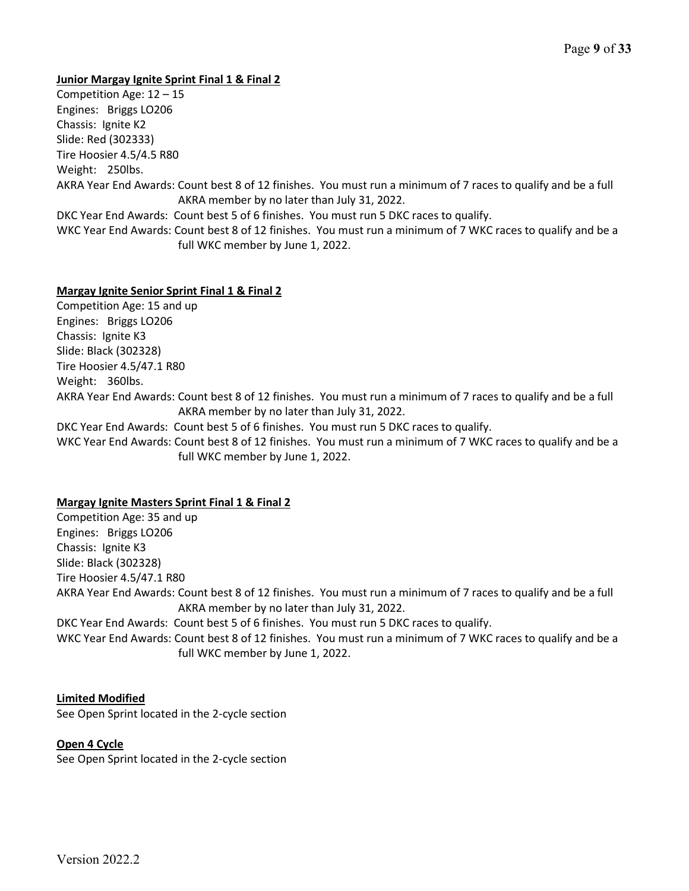**Junior Margay Ignite Sprint Final 1 & Final 2**

Competition Age: 12 – 15
Engines: Briggs LO206
Chassis: Ignite K2
Slide: Red (302333)
Tire Hoosier 4.5/4.5 R80
Weight: 250lbs.
AKRA Year End Awards: Count best 8 of 12 finishes. You must run a minimum of 7 races to qualify and be a full AKRA member by no later than July 31, 2022.
DKC Year End Awards: Count best 5 of 6 finishes. You must run 5 DKC races to qualify.
WKC Year End Awards: Count best 8 of 12 finishes. You must run a minimum of 7 WKC races to qualify and be a full WKC member by June 1, 2022.

**Margay Ignite Senior Sprint Final 1 & Final 2**

Competition Age: 15 and up
Engines: Briggs LO206
Chassis: Ignite K3
Slide: Black (302328)
Tire Hoosier 4.5/47.1 R80
Weight: 360lbs.
AKRA Year End Awards: Count best 8 of 12 finishes. You must run a minimum of 7 races to qualify and be a full AKRA member by no later than July 31, 2022.
DKC Year End Awards: Count best 5 of 6 finishes. You must run 5 DKC races to qualify.
WKC Year End Awards: Count best 8 of 12 finishes. You must run a minimum of 7 WKC races to qualify and be a full WKC member by June 1, 2022.

**Margay Ignite Masters Sprint Final 1 & Final 2**

Competition Age: 35 and up
Engines: Briggs LO206
Chassis: Ignite K3
Slide: Black (302328)
Tire Hoosier 4.5/47.1 R80
AKRA Year End Awards: Count best 8 of 12 finishes. You must run a minimum of 7 races to qualify and be a full AKRA member by no later than July 31, 2022.
DKC Year End Awards: Count best 5 of 6 finishes. You must run 5 DKC races to qualify.
WKC Year End Awards: Count best 8 of 12 finishes. You must run a minimum of 7 WKC races to qualify and be a full WKC member by June 1, 2022.

**Limited Modified**

See Open Sprint located in the 2-cycle section

**Open 4 Cycle**

See Open Sprint located in the 2-cycle section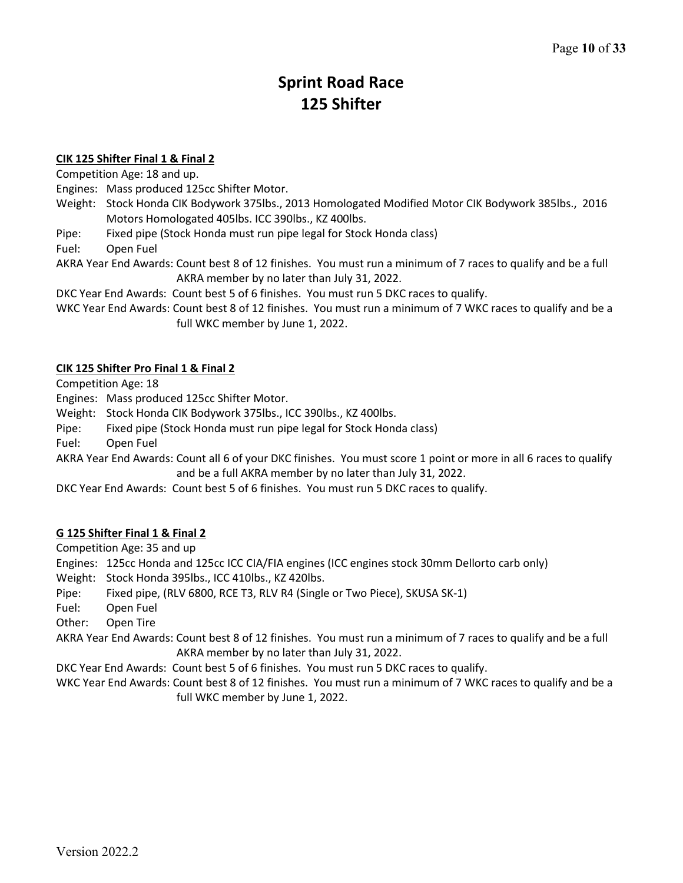# Sprint Road Race
# 125 Shifter

**CIK 125 Shifter Final 1 & Final 2**

Competition Age: 18 and up.

Engines: Mass produced 125cc Shifter Motor.

Weight: Stock Honda CIK Bodywork 375lbs., 2013 Homologated Modified Motor CIK Bodywork 385lbs., 2016 Motors Homologated 405lbs. ICC 390lbs., KZ 400lbs.

Pipe: Fixed pipe (Stock Honda must run pipe legal for Stock Honda class)

Fuel: Open Fuel

AKRA Year End Awards: Count best 8 of 12 finishes. You must run a minimum of 7 races to qualify and be a full AKRA member by no later than July 31, 2022.

DKC Year End Awards: Count best 5 of 6 finishes. You must run 5 DKC races to qualify.

WKC Year End Awards: Count best 8 of 12 finishes. You must run a minimum of 7 WKC races to qualify and be a full WKC member by June 1, 2022.

**CIK 125 Shifter Pro Final 1 & Final 2**

Competition Age: 18

Engines: Mass produced 125cc Shifter Motor.

Weight: Stock Honda CIK Bodywork 375lbs., ICC 390lbs., KZ 400lbs.

Pipe: Fixed pipe (Stock Honda must run pipe legal for Stock Honda class)

Fuel: Open Fuel

AKRA Year End Awards: Count all 6 of your DKC finishes. You must score 1 point or more in all 6 races to qualify and be a full AKRA member by no later than July 31, 2022.

DKC Year End Awards: Count best 5 of 6 finishes. You must run 5 DKC races to qualify.

**G 125 Shifter Final 1 & Final 2**

Competition Age: 35 and up

Engines: 125cc Honda and 125cc ICC CIA/FIA engines (ICC engines stock 30mm Dellorto carb only)

Weight: Stock Honda 395lbs., ICC 410lbs., KZ 420lbs.

Pipe: Fixed pipe, (RLV 6800, RCE T3, RLV R4 (Single or Two Piece), SKUSA SK-1)

Fuel: Open Fuel

Other: Open Tire

AKRA Year End Awards: Count best 8 of 12 finishes. You must run a minimum of 7 races to qualify and be a full AKRA member by no later than July 31, 2022.

DKC Year End Awards: Count best 5 of 6 finishes. You must run 5 DKC races to qualify.

WKC Year End Awards: Count best 8 of 12 finishes. You must run a minimum of 7 WKC races to qualify and be a full WKC member by June 1, 2022.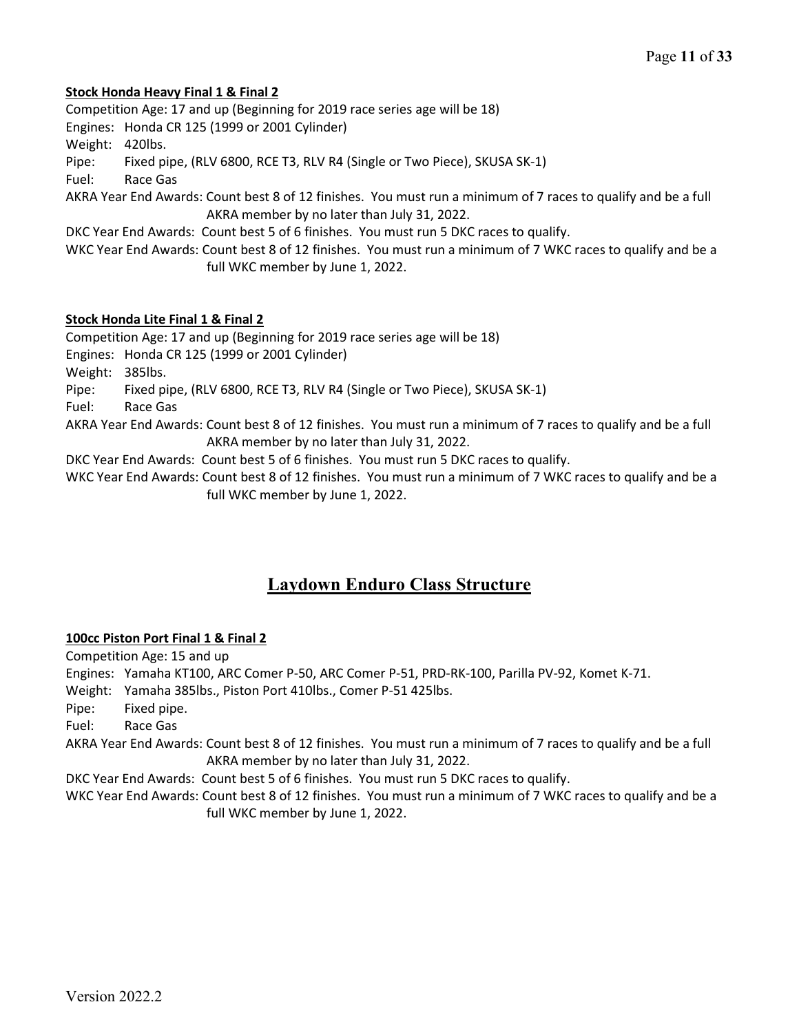**Stock Honda Heavy Final 1 & Final 2**

Competition Age: 17 and up (Beginning for 2019 race series age will be 18)
Engines: Honda CR 125 (1999 or 2001 Cylinder)
Weight: 420lbs.
Pipe: Fixed pipe, (RLV 6800, RCE T3, RLV R4 (Single or Two Piece), SKUSA SK-1)
Fuel: Race Gas
AKRA Year End Awards: Count best 8 of 12 finishes. You must run a minimum of 7 races to qualify and be a full AKRA member by no later than July 31, 2022.
DKC Year End Awards: Count best 5 of 6 finishes. You must run 5 DKC races to qualify.
WKC Year End Awards: Count best 8 of 12 finishes. You must run a minimum of 7 WKC races to qualify and be a full WKC member by June 1, 2022.

**Stock Honda Lite Final 1 & Final 2**

Competition Age: 17 and up (Beginning for 2019 race series age will be 18)
Engines: Honda CR 125 (1999 or 2001 Cylinder)
Weight: 385lbs.
Pipe: Fixed pipe, (RLV 6800, RCE T3, RLV R4 (Single or Two Piece), SKUSA SK-1)
Fuel: Race Gas
AKRA Year End Awards: Count best 8 of 12 finishes. You must run a minimum of 7 races to qualify and be a full AKRA member by no later than July 31, 2022.
DKC Year End Awards: Count best 5 of 6 finishes. You must run 5 DKC races to qualify.
WKC Year End Awards: Count best 8 of 12 finishes. You must run a minimum of 7 WKC races to qualify and be a full WKC member by June 1, 2022.

## Laydown Enduro Class Structure

**100cc Piston Port Final 1 & Final 2**

Competition Age: 15 and up
Engines: Yamaha KT100, ARC Comer P-50, ARC Comer P-51, PRD-RK-100, Parilla PV-92, Komet K-71.
Weight: Yamaha 385lbs., Piston Port 410lbs., Comer P-51 425lbs.
Pipe: Fixed pipe.
Fuel: Race Gas
AKRA Year End Awards: Count best 8 of 12 finishes. You must run a minimum of 7 races to qualify and be a full AKRA member by no later than July 31, 2022.
DKC Year End Awards: Count best 5 of 6 finishes. You must run 5 DKC races to qualify.
WKC Year End Awards: Count best 8 of 12 finishes. You must run a minimum of 7 WKC races to qualify and be a full WKC member by June 1, 2022.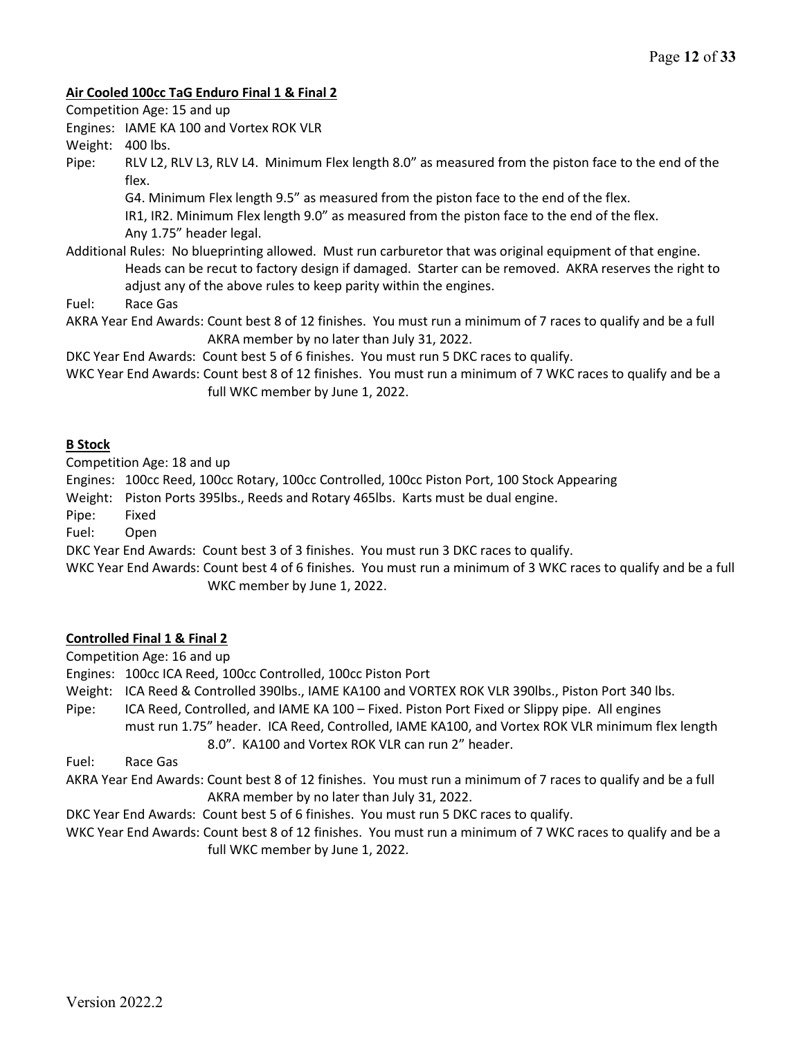**Air Cooled 100cc TaG Enduro Final 1 & Final 2**

Competition Age: 15 and up

Engines: IAME KA 100 and Vortex ROK VLR

Weight: 400 lbs.

Pipe: RLV L2, RLV L3, RLV L4. Minimum Flex length 8.0" as measured from the piston face to the end of the flex.
G4. Minimum Flex length 9.5" as measured from the piston face to the end of the flex.
IR1, IR2. Minimum Flex length 9.0" as measured from the piston face to the end of the flex.
Any 1.75" header legal.

Additional Rules: No blueprinting allowed. Must run carburetor that was original equipment of that engine. Heads can be recut to factory design if damaged. Starter can be removed. AKRA reserves the right to adjust any of the above rules to keep parity within the engines.

Fuel: Race Gas

AKRA Year End Awards: Count best 8 of 12 finishes. You must run a minimum of 7 races to qualify and be a full AKRA member by no later than July 31, 2022.

DKC Year End Awards: Count best 5 of 6 finishes. You must run 5 DKC races to qualify.

WKC Year End Awards: Count best 8 of 12 finishes. You must run a minimum of 7 WKC races to qualify and be a full WKC member by June 1, 2022.

**B Stock**

Competition Age: 18 and up

Engines: 100cc Reed, 100cc Rotary, 100cc Controlled, 100cc Piston Port, 100 Stock Appearing

Weight: Piston Ports 395lbs., Reeds and Rotary 465lbs. Karts must be dual engine.

Pipe: Fixed

Fuel: Open

DKC Year End Awards: Count best 3 of 3 finishes. You must run 3 DKC races to qualify.

WKC Year End Awards: Count best 4 of 6 finishes. You must run a minimum of 3 WKC races to qualify and be a full WKC member by June 1, 2022.

**Controlled Final 1 & Final 2**

Competition Age: 16 and up

Engines: 100cc ICA Reed, 100cc Controlled, 100cc Piston Port

Weight: ICA Reed & Controlled 390lbs., IAME KA100 and VORTEX ROK VLR 390lbs., Piston Port 340 lbs.

Pipe: ICA Reed, Controlled, and IAME KA 100 – Fixed. Piston Port Fixed or Slippy pipe. All engines must run 1.75" header. ICA Reed, Controlled, IAME KA100, and Vortex ROK VLR minimum flex length 8.0". KA100 and Vortex ROK VLR can run 2" header.

Fuel: Race Gas

AKRA Year End Awards: Count best 8 of 12 finishes. You must run a minimum of 7 races to qualify and be a full AKRA member by no later than July 31, 2022.

DKC Year End Awards: Count best 5 of 6 finishes. You must run 5 DKC races to qualify.

WKC Year End Awards: Count best 8 of 12 finishes. You must run a minimum of 7 WKC races to qualify and be a full WKC member by June 1, 2022.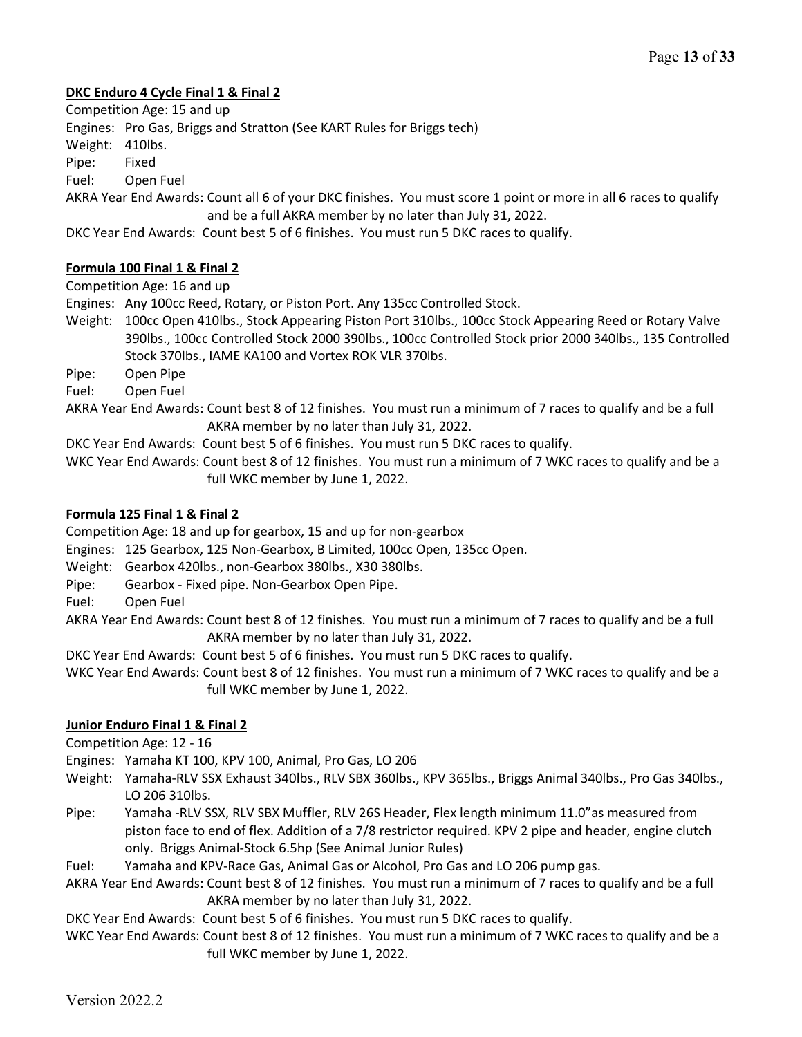**DKC Enduro 4 Cycle Final 1 & Final 2**

Competition Age: 15 and up

Engines: Pro Gas, Briggs and Stratton (See KART Rules for Briggs tech)

Weight: 410lbs.

Pipe: Fixed

Fuel: Open Fuel

AKRA Year End Awards: Count all 6 of your DKC finishes. You must score 1 point or more in all 6 races to qualify and be a full AKRA member by no later than July 31, 2022.

DKC Year End Awards: Count best 5 of 6 finishes. You must run 5 DKC races to qualify.

**Formula 100 Final 1 & Final 2**

Competition Age: 16 and up

Engines: Any 100cc Reed, Rotary, or Piston Port. Any 135cc Controlled Stock.

Weight: 100cc Open 410lbs., Stock Appearing Piston Port 310lbs., 100cc Stock Appearing Reed or Rotary Valve 390lbs., 100cc Controlled Stock 2000 390lbs., 100cc Controlled Stock prior 2000 340lbs., 135 Controlled Stock 370lbs., IAME KA100 and Vortex ROK VLR 370lbs.

Pipe: Open Pipe

Fuel: Open Fuel

AKRA Year End Awards: Count best 8 of 12 finishes. You must run a minimum of 7 races to qualify and be a full AKRA member by no later than July 31, 2022.

DKC Year End Awards: Count best 5 of 6 finishes. You must run 5 DKC races to qualify.

WKC Year End Awards: Count best 8 of 12 finishes. You must run a minimum of 7 WKC races to qualify and be a full WKC member by June 1, 2022.

**Formula 125 Final 1 & Final 2**

Competition Age: 18 and up for gearbox, 15 and up for non-gearbox

Engines: 125 Gearbox, 125 Non-Gearbox, B Limited, 100cc Open, 135cc Open.

Weight: Gearbox 420lbs., non-Gearbox 380lbs., X30 380lbs.

Pipe: Gearbox - Fixed pipe. Non-Gearbox Open Pipe.

Fuel: Open Fuel

AKRA Year End Awards: Count best 8 of 12 finishes. You must run a minimum of 7 races to qualify and be a full AKRA member by no later than July 31, 2022.

DKC Year End Awards: Count best 5 of 6 finishes. You must run 5 DKC races to qualify.

WKC Year End Awards: Count best 8 of 12 finishes. You must run a minimum of 7 WKC races to qualify and be a full WKC member by June 1, 2022.

**Junior Enduro Final 1 & Final 2**

Competition Age: 12 - 16

Engines: Yamaha KT 100, KPV 100, Animal, Pro Gas, LO 206

Weight: Yamaha-RLV SSX Exhaust 340lbs., RLV SBX 360lbs., KPV 365lbs., Briggs Animal 340lbs., Pro Gas 340lbs., LO 206 310lbs.

Pipe: Yamaha -RLV SSX, RLV SBX Muffler, RLV 26S Header, Flex length minimum 11.0"as measured from piston face to end of flex. Addition of a 7/8 restrictor required. KPV 2 pipe and header, engine clutch only. Briggs Animal-Stock 6.5hp (See Animal Junior Rules)

Fuel: Yamaha and KPV-Race Gas, Animal Gas or Alcohol, Pro Gas and LO 206 pump gas.

AKRA Year End Awards: Count best 8 of 12 finishes. You must run a minimum of 7 races to qualify and be a full AKRA member by no later than July 31, 2022.

DKC Year End Awards: Count best 5 of 6 finishes. You must run 5 DKC races to qualify.

WKC Year End Awards: Count best 8 of 12 finishes. You must run a minimum of 7 WKC races to qualify and be a full WKC member by June 1, 2022.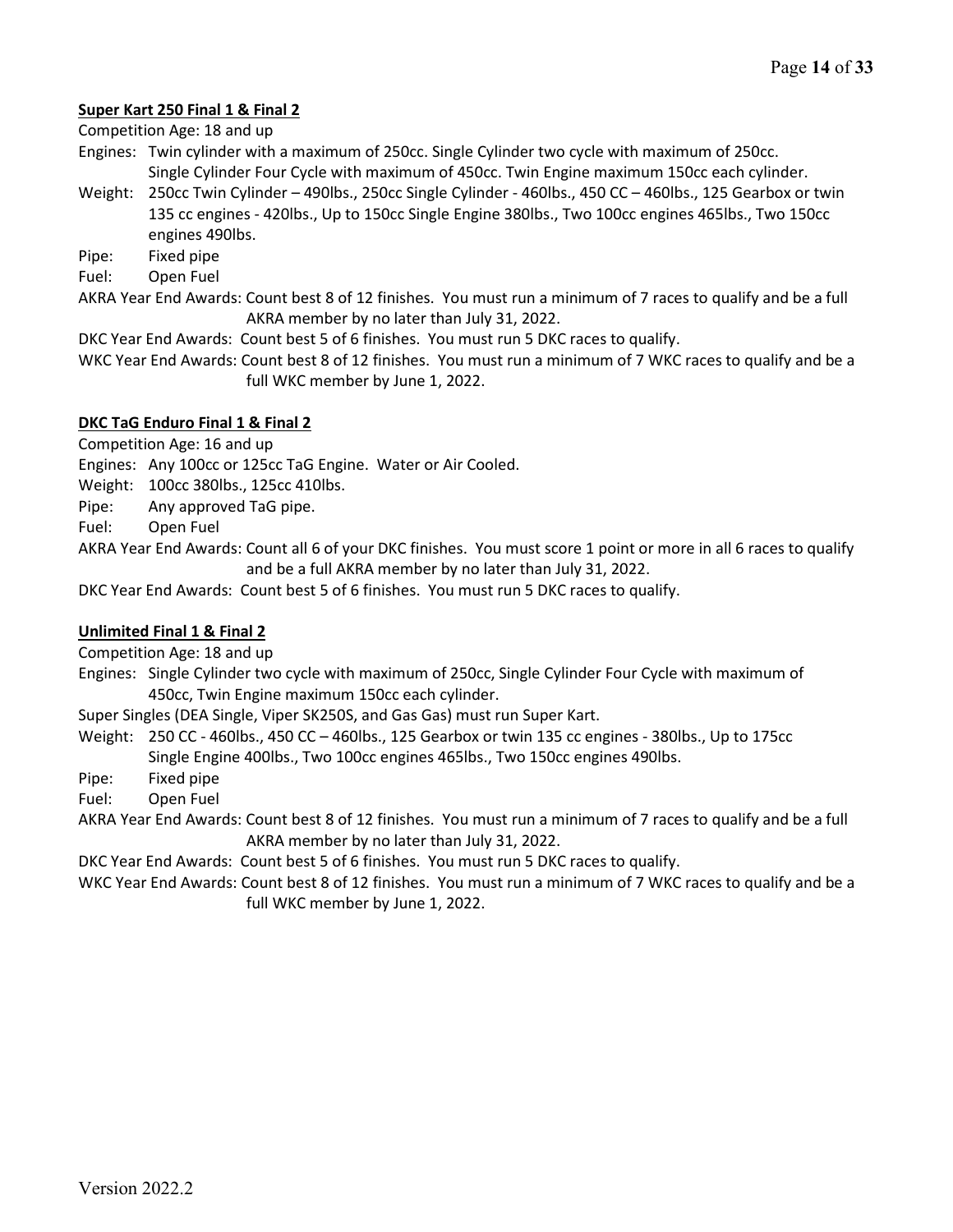**Super Kart 250 Final 1 & Final 2**

Competition Age: 18 and up

Engines: Twin cylinder with a maximum of 250cc. Single Cylinder two cycle with maximum of 250cc. Single Cylinder Four Cycle with maximum of 450cc. Twin Engine maximum 150cc each cylinder.

Weight: 250cc Twin Cylinder – 490lbs., 250cc Single Cylinder - 460lbs., 450 CC – 460lbs., 125 Gearbox or twin 135 cc engines - 420lbs., Up to 150cc Single Engine 380lbs., Two 100cc engines 465lbs., Two 150cc engines 490lbs.

Pipe: Fixed pipe

Fuel: Open Fuel

AKRA Year End Awards: Count best 8 of 12 finishes. You must run a minimum of 7 races to qualify and be a full AKRA member by no later than July 31, 2022.

DKC Year End Awards: Count best 5 of 6 finishes. You must run 5 DKC races to qualify.

WKC Year End Awards: Count best 8 of 12 finishes. You must run a minimum of 7 WKC races to qualify and be a full WKC member by June 1, 2022.

**DKC TaG Enduro Final 1 & Final 2**

Competition Age: 16 and up

Engines: Any 100cc or 125cc TaG Engine. Water or Air Cooled.

Weight: 100cc 380lbs., 125cc 410lbs.

Pipe: Any approved TaG pipe.

Fuel: Open Fuel

AKRA Year End Awards: Count all 6 of your DKC finishes. You must score 1 point or more in all 6 races to qualify and be a full AKRA member by no later than July 31, 2022.

DKC Year End Awards: Count best 5 of 6 finishes. You must run 5 DKC races to qualify.

**Unlimited Final 1 & Final 2**

Competition Age: 18 and up

Engines: Single Cylinder two cycle with maximum of 250cc, Single Cylinder Four Cycle with maximum of 450cc, Twin Engine maximum 150cc each cylinder.

Super Singles (DEA Single, Viper SK250S, and Gas Gas) must run Super Kart.

Weight: 250 CC - 460lbs., 450 CC – 460lbs., 125 Gearbox or twin 135 cc engines - 380lbs., Up to 175cc Single Engine 400lbs., Two 100cc engines 465lbs., Two 150cc engines 490lbs.

Pipe: Fixed pipe

Fuel: Open Fuel

AKRA Year End Awards: Count best 8 of 12 finishes. You must run a minimum of 7 races to qualify and be a full AKRA member by no later than July 31, 2022.

DKC Year End Awards: Count best 5 of 6 finishes. You must run 5 DKC races to qualify.

WKC Year End Awards: Count best 8 of 12 finishes. You must run a minimum of 7 WKC races to qualify and be a full WKC member by June 1, 2022.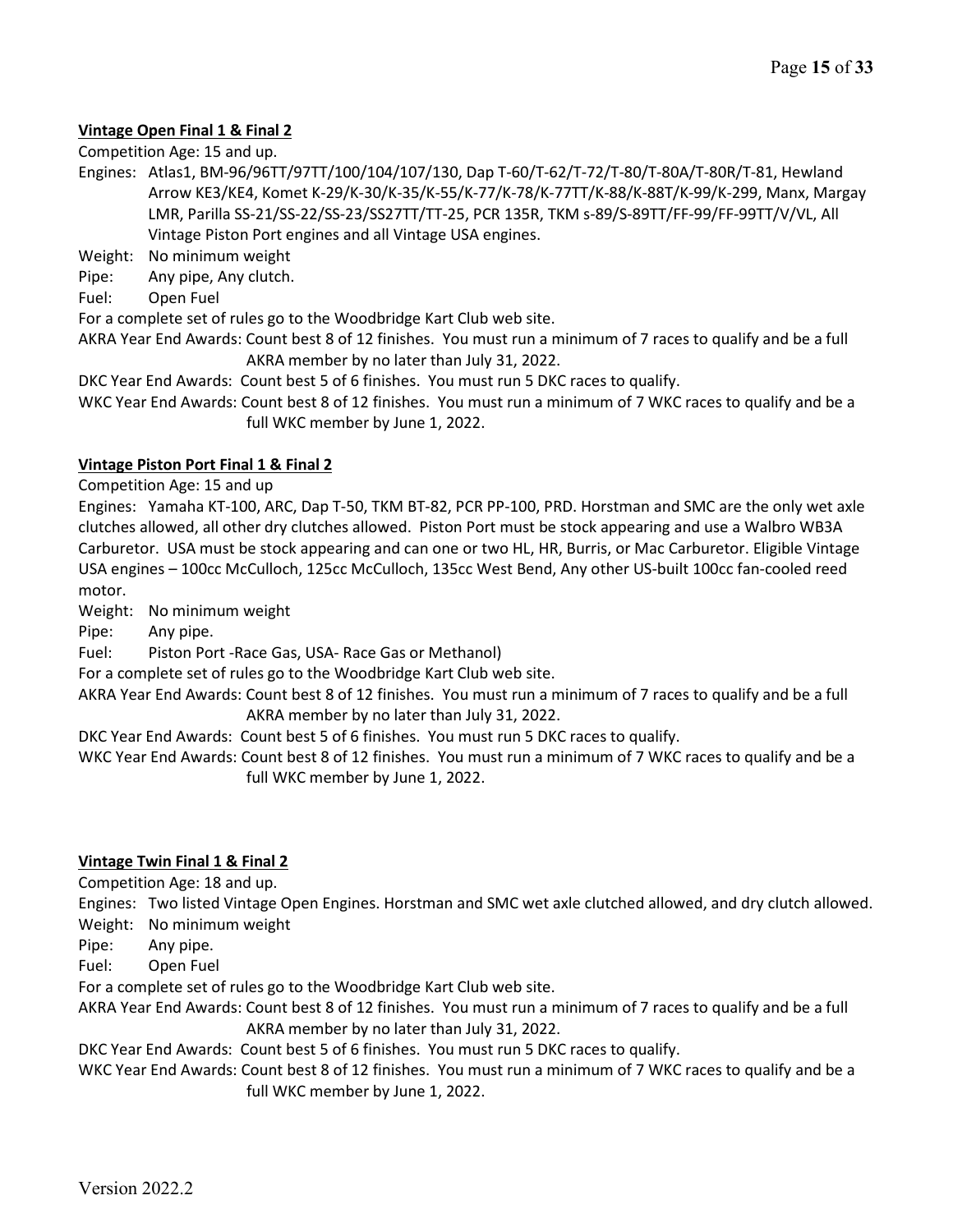**Vintage Open Final 1 & Final 2**

Competition Age: 15 and up.

Engines: Atlas1, BM-96/96TT/97TT/100/104/107/130, Dap T-60/T-62/T-72/T-80/T-80A/T-80R/T-81, Hewland Arrow KE3/KE4, Komet K-29/K-30/K-35/K-55/K-77/K-78/K-77TT/K-88/K-88T/K-99/K-299, Manx, Margay LMR, Parilla SS-21/SS-22/SS-23/SS27TT/TT-25, PCR 135R, TKM s-89/S-89TT/FF-99/FF-99TT/V/VL, All Vintage Piston Port engines and all Vintage USA engines.

Weight: No minimum weight

Pipe: Any pipe, Any clutch.

Fuel: Open Fuel

For a complete set of rules go to the Woodbridge Kart Club web site.

AKRA Year End Awards: Count best 8 of 12 finishes. You must run a minimum of 7 races to qualify and be a full AKRA member by no later than July 31, 2022.

DKC Year End Awards: Count best 5 of 6 finishes. You must run 5 DKC races to qualify.

WKC Year End Awards: Count best 8 of 12 finishes. You must run a minimum of 7 WKC races to qualify and be a full WKC member by June 1, 2022.

**Vintage Piston Port Final 1 & Final 2**

Competition Age: 15 and up

Engines: Yamaha KT-100, ARC, Dap T-50, TKM BT-82, PCR PP-100, PRD. Horstman and SMC are the only wet axle clutches allowed, all other dry clutches allowed. Piston Port must be stock appearing and use a Walbro WB3A Carburetor. USA must be stock appearing and can one or two HL, HR, Burris, or Mac Carburetor. Eligible Vintage USA engines – 100cc McCulloch, 125cc McCulloch, 135cc West Bend, Any other US-built 100cc fan-cooled reed motor.

Weight: No minimum weight

Pipe: Any pipe.

Fuel: Piston Port -Race Gas, USA- Race Gas or Methanol)

For a complete set of rules go to the Woodbridge Kart Club web site.

AKRA Year End Awards: Count best 8 of 12 finishes. You must run a minimum of 7 races to qualify and be a full AKRA member by no later than July 31, 2022.

DKC Year End Awards: Count best 5 of 6 finishes. You must run 5 DKC races to qualify.

WKC Year End Awards: Count best 8 of 12 finishes. You must run a minimum of 7 WKC races to qualify and be a full WKC member by June 1, 2022.

**Vintage Twin Final 1 & Final 2**

Competition Age: 18 and up.

Engines: Two listed Vintage Open Engines. Horstman and SMC wet axle clutched allowed, and dry clutch allowed.

Weight: No minimum weight

Pipe: Any pipe.

Fuel: Open Fuel

For a complete set of rules go to the Woodbridge Kart Club web site.

AKRA Year End Awards: Count best 8 of 12 finishes. You must run a minimum of 7 races to qualify and be a full AKRA member by no later than July 31, 2022.

DKC Year End Awards: Count best 5 of 6 finishes. You must run 5 DKC races to qualify.

WKC Year End Awards: Count best 8 of 12 finishes. You must run a minimum of 7 WKC races to qualify and be a full WKC member by June 1, 2022.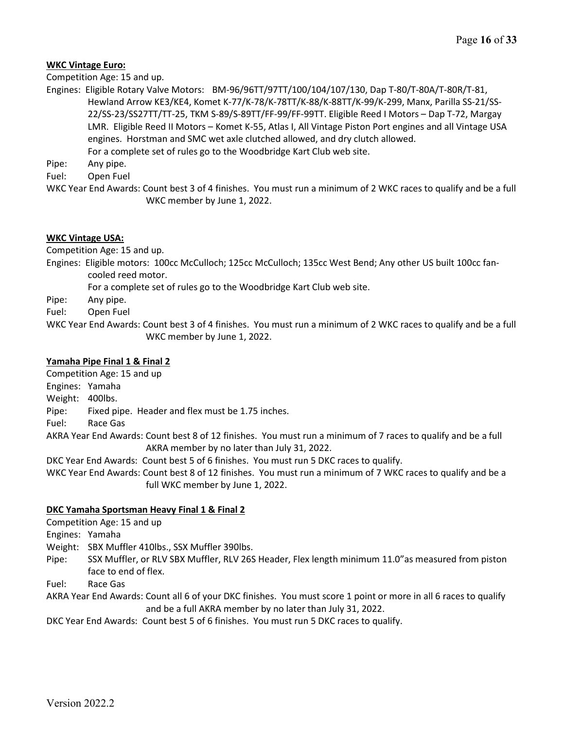**WKC Vintage Euro:**

Competition Age: 15 and up.

Engines: Eligible Rotary Valve Motors: BM-96/96TT/97TT/100/104/107/130, Dap T-80/T-80A/T-80R/T-81, Hewland Arrow KE3/KE4, Komet K-77/K-78/K-78TT/K-88/K-88TT/K-99/K-299, Manx, Parilla SS-21/SS-22/SS-23/SS27TT/TT-25, TKM S-89/S-89TT/FF-99/FF-99TT. Eligible Reed I Motors – Dap T-72, Margay LMR. Eligible Reed II Motors – Komet K-55, Atlas I, All Vintage Piston Port engines and all Vintage USA engines. Horstman and SMC wet axle clutched allowed, and dry clutch allowed.
For a complete set of rules go to the Woodbridge Kart Club web site.

Pipe: Any pipe.

Fuel: Open Fuel

WKC Year End Awards: Count best 3 of 4 finishes. You must run a minimum of 2 WKC races to qualify and be a full WKC member by June 1, 2022.

**WKC Vintage USA:**

Competition Age: 15 and up.

Engines: Eligible motors: 100cc McCulloch; 125cc McCulloch; 135cc West Bend; Any other US built 100cc fan-cooled reed motor.
For a complete set of rules go to the Woodbridge Kart Club web site.

Pipe: Any pipe.

Fuel: Open Fuel

WKC Year End Awards: Count best 3 of 4 finishes. You must run a minimum of 2 WKC races to qualify and be a full WKC member by June 1, 2022.

**Yamaha Pipe Final 1 & Final 2**

Competition Age: 15 and up

Engines: Yamaha

Weight: 400lbs.

Pipe: Fixed pipe. Header and flex must be 1.75 inches.

Fuel: Race Gas

AKRA Year End Awards: Count best 8 of 12 finishes. You must run a minimum of 7 races to qualify and be a full AKRA member by no later than July 31, 2022.

DKC Year End Awards: Count best 5 of 6 finishes. You must run 5 DKC races to qualify.

WKC Year End Awards: Count best 8 of 12 finishes. You must run a minimum of 7 WKC races to qualify and be a full WKC member by June 1, 2022.

**DKC Yamaha Sportsman Heavy Final 1 & Final 2**

Competition Age: 15 and up

Engines: Yamaha

Weight: SBX Muffler 410lbs., SSX Muffler 390lbs.

Pipe: SSX Muffler, or RLV SBX Muffler, RLV 26S Header, Flex length minimum 11.0"as measured from piston face to end of flex.

Fuel: Race Gas

AKRA Year End Awards: Count all 6 of your DKC finishes. You must score 1 point or more in all 6 races to qualify and be a full AKRA member by no later than July 31, 2022.

DKC Year End Awards: Count best 5 of 6 finishes. You must run 5 DKC races to qualify.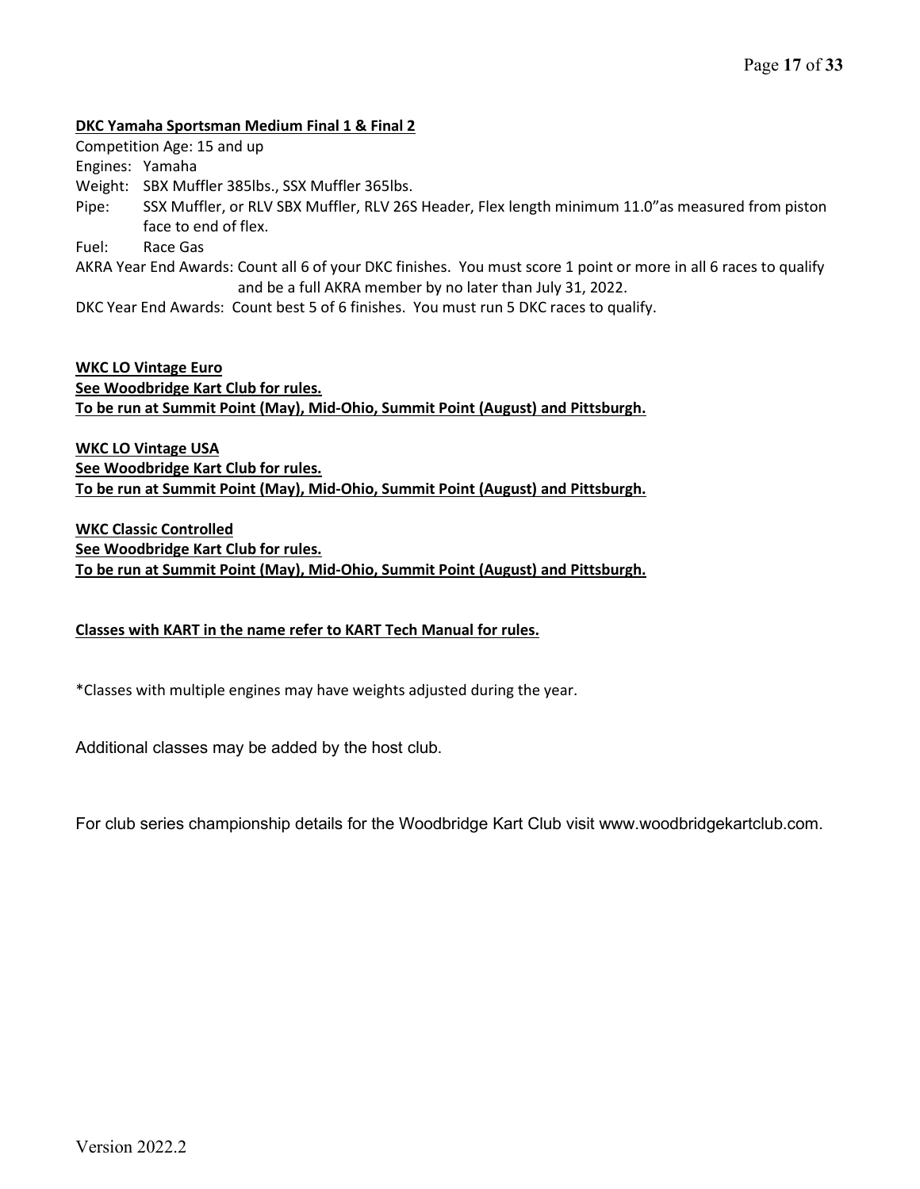**DKC Yamaha Sportsman Medium Final 1 & Final 2**

Competition Age: 15 and up

Engines: Yamaha

Weight: SBX Muffler 385lbs., SSX Muffler 365lbs.

Pipe: SSX Muffler, or RLV SBX Muffler, RLV 26S Header, Flex length minimum 11.0"as measured from piston face to end of flex.

Fuel: Race Gas

AKRA Year End Awards: Count all 6 of your DKC finishes. You must score 1 point or more in all 6 races to qualify and be a full AKRA member by no later than July 31, 2022.

DKC Year End Awards: Count best 5 of 6 finishes. You must run 5 DKC races to qualify.

**WKC LO Vintage Euro**
**See Woodbridge Kart Club for rules.**
**To be run at Summit Point (May), Mid-Ohio, Summit Point (August) and Pittsburgh.**

**WKC LO Vintage USA**
**See Woodbridge Kart Club for rules.**
**To be run at Summit Point (May), Mid-Ohio, Summit Point (August) and Pittsburgh.**

**WKC Classic Controlled**
**See Woodbridge Kart Club for rules.**
**To be run at Summit Point (May), Mid-Ohio, Summit Point (August) and Pittsburgh.**

**Classes with KART in the name refer to KART Tech Manual for rules.**

*Classes with multiple engines may have weights adjusted during the year.

Additional classes may be added by the host club.

For club series championship details for the Woodbridge Kart Club visit www.woodbridgekartclub.com.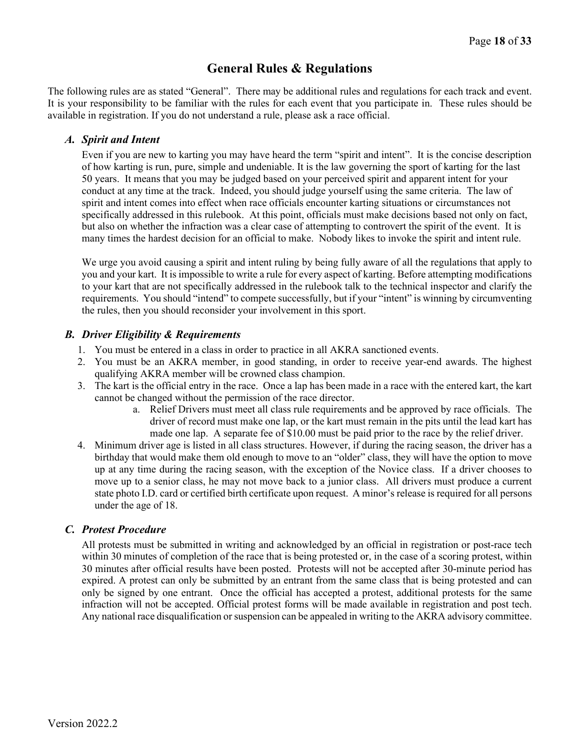# General Rules & Regulations

The following rules are as stated "General". There may be additional rules and regulations for each track and event. It is your responsibility to be familiar with the rules for each event that you participate in. These rules should be available in registration. If you do not understand a rule, please ask a race official.

### *A. Spirit and Intent*

Even if you are new to karting you may have heard the term "spirit and intent". It is the concise description of how karting is run, pure, simple and undeniable. It is the law governing the sport of karting for the last 50 years. It means that you may be judged based on your perceived spirit and apparent intent for your conduct at any time at the track. Indeed, you should judge yourself using the same criteria. The law of spirit and intent comes into effect when race officials encounter karting situations or circumstances not specifically addressed in this rulebook. At this point, officials must make decisions based not only on fact, but also on whether the infraction was a clear case of attempting to controvert the spirit of the event. It is many times the hardest decision for an official to make. Nobody likes to invoke the spirit and intent rule.

We urge you avoid causing a spirit and intent ruling by being fully aware of all the regulations that apply to you and your kart. It is impossible to write a rule for every aspect of karting. Before attempting modifications to your kart that are not specifically addressed in the rulebook talk to the technical inspector and clarify the requirements. You should "intend" to compete successfully, but if your "intent" is winning by circumventing the rules, then you should reconsider your involvement in this sport.

### *B. Driver Eligibility & Requirements*

1. You must be entered in a class in order to practice in all AKRA sanctioned events.
2. You must be an AKRA member, in good standing, in order to receive year-end awards. The highest qualifying AKRA member will be crowned class champion.
3. The kart is the official entry in the race. Once a lap has been made in a race with the entered kart, the kart cannot be changed without the permission of the race director.
    a. Relief Drivers must meet all class rule requirements and be approved by race officials. The driver of record must make one lap, or the kart must remain in the pits until the lead kart has made one lap. A separate fee of $10.00 must be paid prior to the race by the relief driver.
4. Minimum driver age is listed in all class structures. However, if during the racing season, the driver has a birthday that would make them old enough to move to an "older" class, they will have the option to move up at any time during the racing season, with the exception of the Novice class. If a driver chooses to move up to a senior class, he may not move back to a junior class. All drivers must produce a current state photo I.D. card or certified birth certificate upon request. A minor's release is required for all persons under the age of 18.

### *C. Protest Procedure*

All protests must be submitted in writing and acknowledged by an official in registration or post-race tech within 30 minutes of completion of the race that is being protested or, in the case of a scoring protest, within 30 minutes after official results have been posted. Protests will not be accepted after 30-minute period has expired. A protest can only be submitted by an entrant from the same class that is being protested and can only be signed by one entrant. Once the official has accepted a protest, additional protests for the same infraction will not be accepted. Official protest forms will be made available in registration and post tech. Any national race disqualification or suspension can be appealed in writing to the AKRA advisory committee.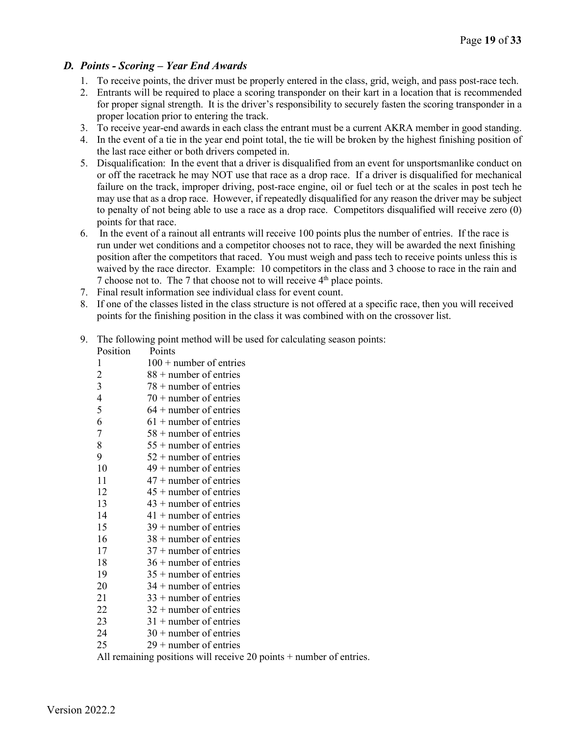### *D. Points - Scoring – Year End Awards*

1. To receive points, the driver must be properly entered in the class, grid, weigh, and pass post-race tech.
2. Entrants will be required to place a scoring transponder on their kart in a location that is recommended for proper signal strength. It is the driver's responsibility to securely fasten the scoring transponder in a proper location prior to entering the track.
3. To receive year-end awards in each class the entrant must be a current AKRA member in good standing.
4. In the event of a tie in the year end point total, the tie will be broken by the highest finishing position of the last race either or both drivers competed in.
5. Disqualification: In the event that a driver is disqualified from an event for unsportsmanlike conduct on or off the racetrack he may NOT use that race as a drop race. If a driver is disqualified for mechanical failure on the track, improper driving, post-race engine, oil or fuel tech or at the scales in post tech he may use that as a drop race. However, if repeatedly disqualified for any reason the driver may be subject to penalty of not being able to use a race as a drop race. Competitors disqualified will receive zero (0) points for that race.
6. In the event of a rainout all entrants will receive 100 points plus the number of entries. If the race is run under wet conditions and a competitor chooses not to race, they will be awarded the next finishing position after the competitors that raced. You must weigh and pass tech to receive points unless this is waived by the race director. Example: 10 competitors in the class and 3 choose to race in the rain and 7 choose not to. The 7 that choose not to will receive 4th place points.
7. Final result information see individual class for event count.
8. If one of the classes listed in the class structure is not offered at a specific race, then you will received points for the finishing position in the class it was combined with on the crossover list.
9. The following point method will be used for calculating season points:

| Position | Points |
|---|---|
| 1 | 100 + number of entries |
| 2 | 88 + number of entries |
| 3 | 78 + number of entries |
| 4 | 70 + number of entries |
| 5 | 64 + number of entries |
| 6 | 61 + number of entries |
| 7 | 58 + number of entries |
| 8 | 55 + number of entries |
| 9 | 52 + number of entries |
| 10 | 49 + number of entries |
| 11 | 47 + number of entries |
| 12 | 45 + number of entries |
| 13 | 43 + number of entries |
| 14 | 41 + number of entries |
| 15 | 39 + number of entries |
| 16 | 38 + number of entries |
| 17 | 37 + number of entries |
| 18 | 36 + number of entries |
| 19 | 35 + number of entries |
| 20 | 34 + number of entries |
| 21 | 33 + number of entries |
| 22 | 32 + number of entries |
| 23 | 31 + number of entries |
| 24 | 30 + number of entries |
| 25 | 29 + number of entries |

All remaining positions will receive 20 points + number of entries.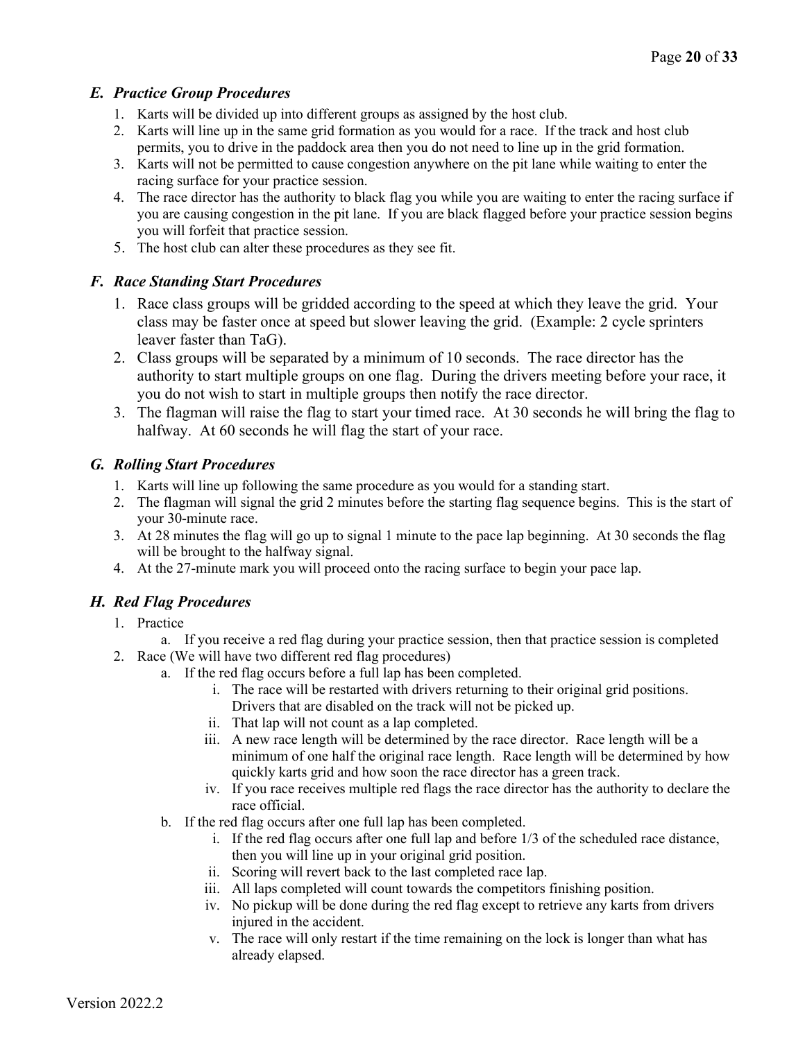### *E. Practice Group Procedures*

1. Karts will be divided up into different groups as assigned by the host club.
2. Karts will line up in the same grid formation as you would for a race. If the track and host club permits, you to drive in the paddock area then you do not need to line up in the grid formation.
3. Karts will not be permitted to cause congestion anywhere on the pit lane while waiting to enter the racing surface for your practice session.
4. The race director has the authority to black flag you while you are waiting to enter the racing surface if you are causing congestion in the pit lane. If you are black flagged before your practice session begins you will forfeit that practice session.
5. The host club can alter these procedures as they see fit.

### *F. Race Standing Start Procedures*

1. Race class groups will be gridded according to the speed at which they leave the grid. Your class may be faster once at speed but slower leaving the grid. (Example: 2 cycle sprinters leaver faster than TaG).
2. Class groups will be separated by a minimum of 10 seconds. The race director has the authority to start multiple groups on one flag. During the drivers meeting before your race, it you do not wish to start in multiple groups then notify the race director.
3. The flagman will raise the flag to start your timed race. At 30 seconds he will bring the flag to halfway. At 60 seconds he will flag the start of your race.

### *G. Rolling Start Procedures*

1. Karts will line up following the same procedure as you would for a standing start.
2. The flagman will signal the grid 2 minutes before the starting flag sequence begins. This is the start of your 30-minute race.
3. At 28 minutes the flag will go up to signal 1 minute to the pace lap beginning. At 30 seconds the flag will be brought to the halfway signal.
4. At the 27-minute mark you will proceed onto the racing surface to begin your pace lap.

### *H. Red Flag Procedures*

1. Practice
   a. If you receive a red flag during your practice session, then that practice session is completed
2. Race (We will have two different red flag procedures)
   a. If the red flag occurs before a full lap has been completed.
      i. The race will be restarted with drivers returning to their original grid positions. Drivers that are disabled on the track will not be picked up.
      ii. That lap will not count as a lap completed.
      iii. A new race length will be determined by the race director. Race length will be a minimum of one half the original race length. Race length will be determined by how quickly karts grid and how soon the race director has a green track.
      iv. If you race receives multiple red flags the race director has the authority to declare the race official.
   b. If the red flag occurs after one full lap has been completed.
      i. If the red flag occurs after one full lap and before 1/3 of the scheduled race distance, then you will line up in your original grid position.
      ii. Scoring will revert back to the last completed race lap.
      iii. All laps completed will count towards the competitors finishing position.
      iv. No pickup will be done during the red flag except to retrieve any karts from drivers injured in the accident.
      v. The race will only restart if the time remaining on the lock is longer than what has already elapsed.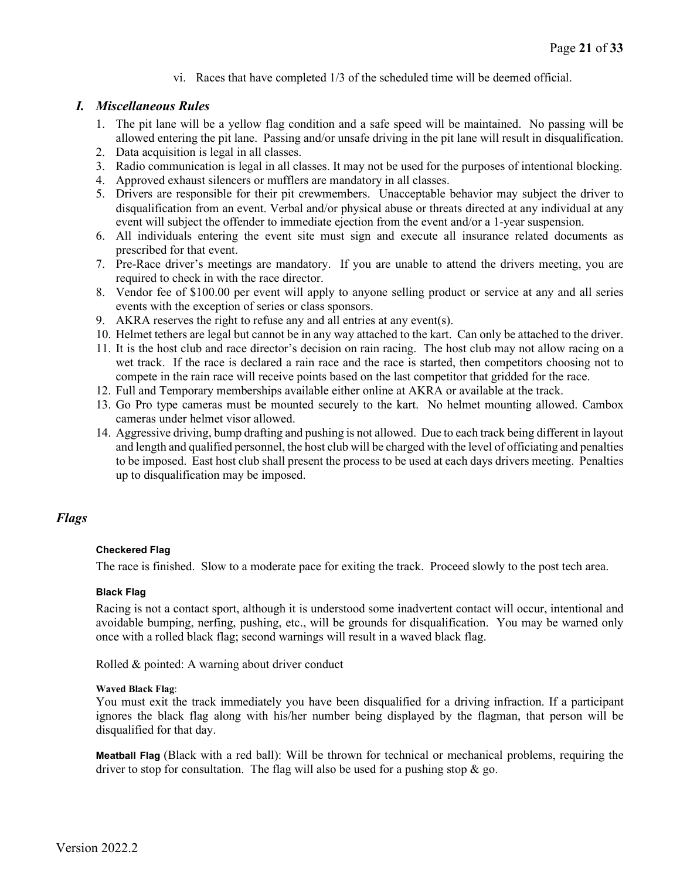vi. Races that have completed 1/3 of the scheduled time will be deemed official.

### *I. Miscellaneous Rules*

1. The pit lane will be a yellow flag condition and a safe speed will be maintained. No passing will be allowed entering the pit lane. Passing and/or unsafe driving in the pit lane will result in disqualification.
2. Data acquisition is legal in all classes.
3. Radio communication is legal in all classes. It may not be used for the purposes of intentional blocking.
4. Approved exhaust silencers or mufflers are mandatory in all classes.
5. Drivers are responsible for their pit crewmembers. Unacceptable behavior may subject the driver to disqualification from an event. Verbal and/or physical abuse or threats directed at any individual at any event will subject the offender to immediate ejection from the event and/or a 1-year suspension.
6. All individuals entering the event site must sign and execute all insurance related documents as prescribed for that event.
7. Pre-Race driver's meetings are mandatory. If you are unable to attend the drivers meeting, you are required to check in with the race director.
8. Vendor fee of $100.00 per event will apply to anyone selling product or service at any and all series events with the exception of series or class sponsors.
9. AKRA reserves the right to refuse any and all entries at any event(s).
10. Helmet tethers are legal but cannot be in any way attached to the kart. Can only be attached to the driver.
11. It is the host club and race director's decision on rain racing. The host club may not allow racing on a wet track. If the race is declared a rain race and the race is started, then competitors choosing not to compete in the rain race will receive points based on the last competitor that gridded for the race.
12. Full and Temporary memberships available either online at AKRA or available at the track.
13. Go Pro type cameras must be mounted securely to the kart. No helmet mounting allowed. Cambox cameras under helmet visor allowed.
14. Aggressive driving, bump drafting and pushing is not allowed. Due to each track being different in layout and length and qualified personnel, the host club will be charged with the level of officiating and penalties to be imposed. East host club shall present the process to be used at each days drivers meeting. Penalties up to disqualification may be imposed.

## *Flags*

#### Checkered Flag

The race is finished. Slow to a moderate pace for exiting the track. Proceed slowly to the post tech area.

#### Black Flag

Racing is not a contact sport, although it is understood some inadvertent contact will occur, intentional and avoidable bumping, nerfing, pushing, etc., will be grounds for disqualification. You may be warned only once with a rolled black flag; second warnings will result in a waved black flag.

Rolled & pointed: A warning about driver conduct

**Waved Black Flag**:
You must exit the track immediately you have been disqualified for a driving infraction. If a participant ignores the black flag along with his/her number being displayed by the flagman, that person will be disqualified for that day.

**Meatball Flag** (Black with a red ball): Will be thrown for technical or mechanical problems, requiring the driver to stop for consultation. The flag will also be used for a pushing stop & go.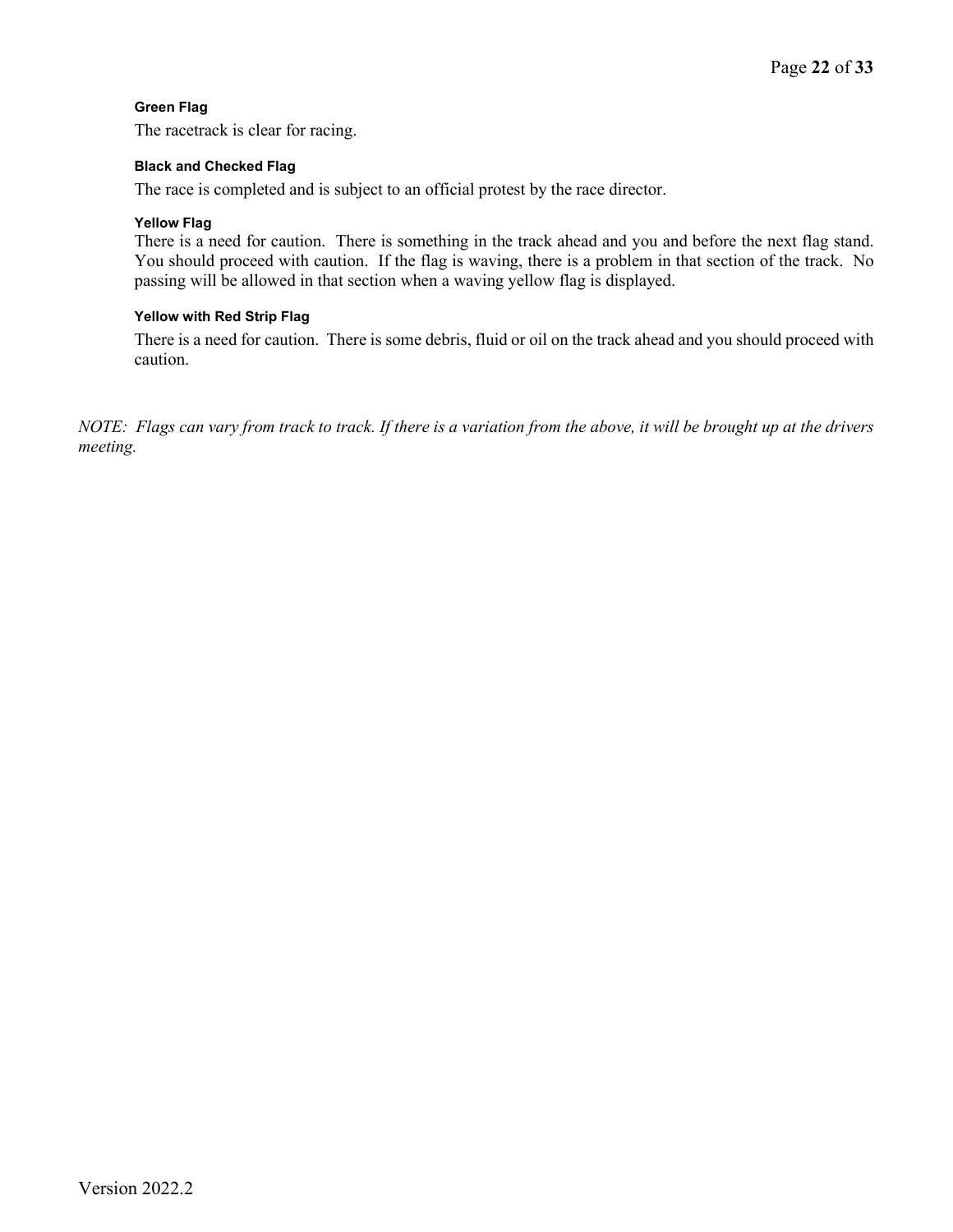#### Green Flag

The racetrack is clear for racing.

#### Black and Checked Flag

The race is completed and is subject to an official protest by the race director.

#### Yellow Flag

There is a need for caution. There is something in the track ahead and you and before the next flag stand. You should proceed with caution. If the flag is waving, there is a problem in that section of the track. No passing will be allowed in that section when a waving yellow flag is displayed.

#### Yellow with Red Strip Flag

There is a need for caution. There is some debris, fluid or oil on the track ahead and you should proceed with caution.

*NOTE: Flags can vary from track to track. If there is a variation from the above, it will be brought up at the drivers meeting.*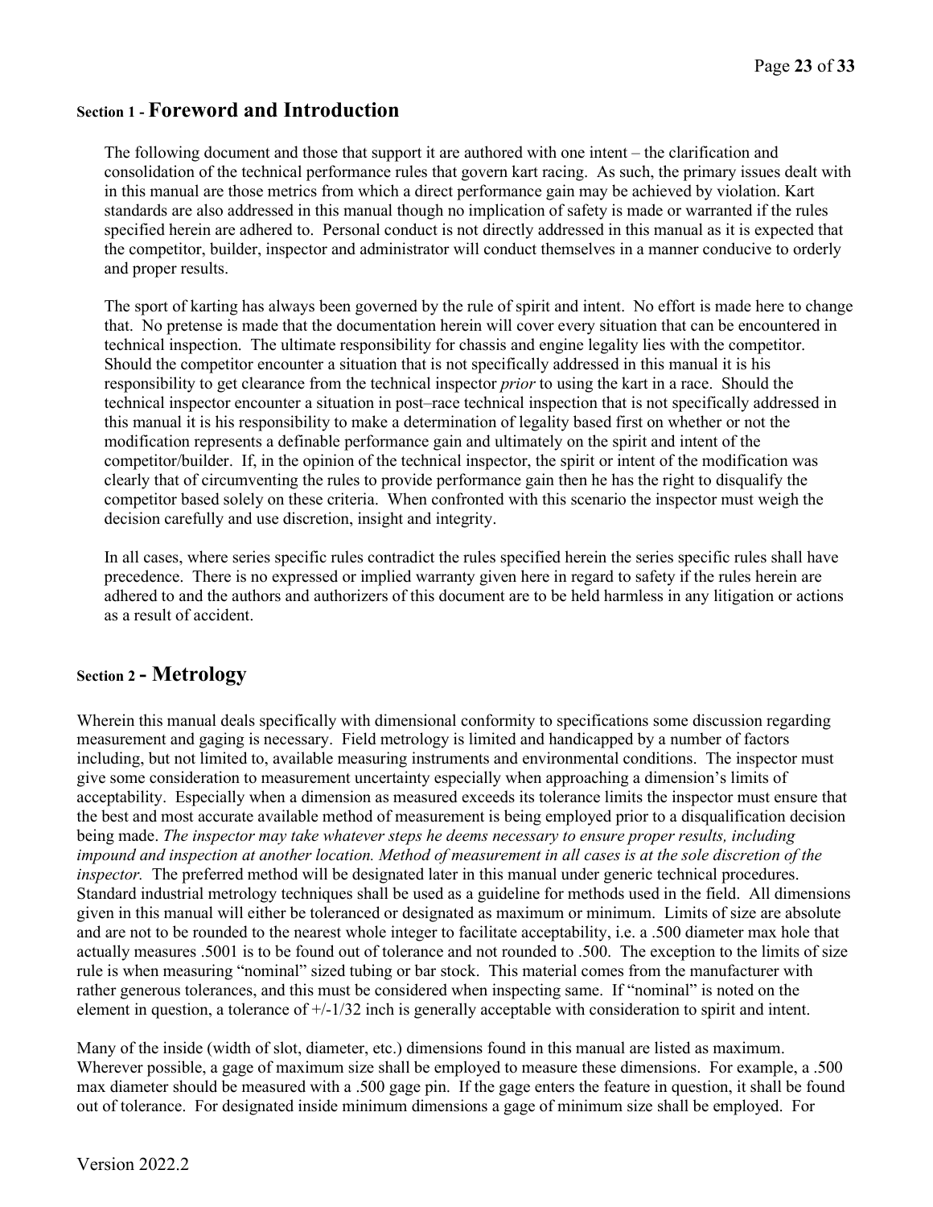## Section 1 - Foreword and Introduction

The following document and those that support it are authored with one intent – the clarification and consolidation of the technical performance rules that govern kart racing. As such, the primary issues dealt with in this manual are those metrics from which a direct performance gain may be achieved by violation. Kart standards are also addressed in this manual though no implication of safety is made or warranted if the rules specified herein are adhered to. Personal conduct is not directly addressed in this manual as it is expected that the competitor, builder, inspector and administrator will conduct themselves in a manner conducive to orderly and proper results.

The sport of karting has always been governed by the rule of spirit and intent. No effort is made here to change that. No pretense is made that the documentation herein will cover every situation that can be encountered in technical inspection. The ultimate responsibility for chassis and engine legality lies with the competitor. Should the competitor encounter a situation that is not specifically addressed in this manual it is his responsibility to get clearance from the technical inspector *prior* to using the kart in a race. Should the technical inspector encounter a situation in post–race technical inspection that is not specifically addressed in this manual it is his responsibility to make a determination of legality based first on whether or not the modification represents a definable performance gain and ultimately on the spirit and intent of the competitor/builder. If, in the opinion of the technical inspector, the spirit or intent of the modification was clearly that of circumventing the rules to provide performance gain then he has the right to disqualify the competitor based solely on these criteria. When confronted with this scenario the inspector must weigh the decision carefully and use discretion, insight and integrity.

In all cases, where series specific rules contradict the rules specified herein the series specific rules shall have precedence. There is no expressed or implied warranty given here in regard to safety if the rules herein are adhered to and the authors and authorizers of this document are to be held harmless in any litigation or actions as a result of accident.

## Section 2 - Metrology

Wherein this manual deals specifically with dimensional conformity to specifications some discussion regarding measurement and gaging is necessary. Field metrology is limited and handicapped by a number of factors including, but not limited to, available measuring instruments and environmental conditions. The inspector must give some consideration to measurement uncertainty especially when approaching a dimension's limits of acceptability. Especially when a dimension as measured exceeds its tolerance limits the inspector must ensure that the best and most accurate available method of measurement is being employed prior to a disqualification decision being made. *The inspector may take whatever steps he deems necessary to ensure proper results, including impound and inspection at another location. Method of measurement in all cases is at the sole discretion of the inspector.* The preferred method will be designated later in this manual under generic technical procedures. Standard industrial metrology techniques shall be used as a guideline for methods used in the field. All dimensions given in this manual will either be toleranced or designated as maximum or minimum. Limits of size are absolute and are not to be rounded to the nearest whole integer to facilitate acceptability, i.e. a .500 diameter max hole that actually measures .5001 is to be found out of tolerance and not rounded to .500. The exception to the limits of size rule is when measuring "nominal" sized tubing or bar stock. This material comes from the manufacturer with rather generous tolerances, and this must be considered when inspecting same. If "nominal" is noted on the element in question, a tolerance of +/-1/32 inch is generally acceptable with consideration to spirit and intent.

Many of the inside (width of slot, diameter, etc.) dimensions found in this manual are listed as maximum. Wherever possible, a gage of maximum size shall be employed to measure these dimensions. For example, a .500 max diameter should be measured with a .500 gage pin. If the gage enters the feature in question, it shall be found out of tolerance. For designated inside minimum dimensions a gage of minimum size shall be employed. For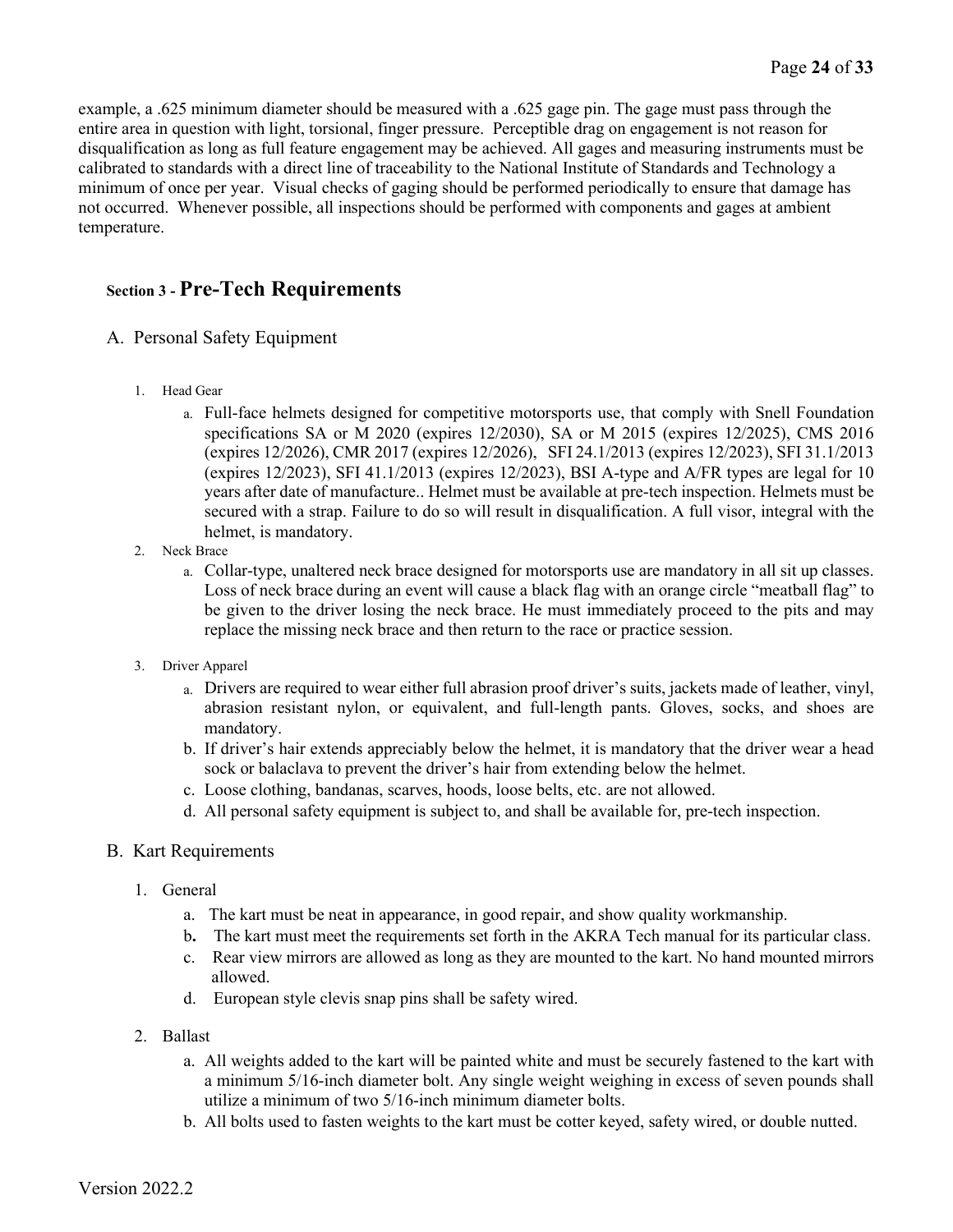example, a .625 minimum diameter should be measured with a .625 gage pin. The gage must pass through the entire area in question with light, torsional, finger pressure. Perceptible drag on engagement is not reason for disqualification as long as full feature engagement may be achieved. All gages and measuring instruments must be calibrated to standards with a direct line of traceability to the National Institute of Standards and Technology a minimum of once per year. Visual checks of gaging should be performed periodically to ensure that damage has not occurred. Whenever possible, all inspections should be performed with components and gages at ambient temperature.

## Section 3 - Pre-Tech Requirements

### A. Personal Safety Equipment

1. Head Gear
   a. Full-face helmets designed for competitive motorsports use, that comply with Snell Foundation specifications SA or M 2020 (expires 12/2030), SA or M 2015 (expires 12/2025), CMS 2016 (expires 12/2026), CMR 2017 (expires 12/2026), SFI 24.1/2013 (expires 12/2023), SFI 31.1/2013 (expires 12/2023), SFI 41.1/2013 (expires 12/2023), BSI A-type and A/FR types are legal for 10 years after date of manufacture.. Helmet must be available at pre-tech inspection. Helmets must be secured with a strap. Failure to do so will result in disqualification. A full visor, integral with the helmet, is mandatory.
2. Neck Brace
   a. Collar-type, unaltered neck brace designed for motorsports use are mandatory in all sit up classes. Loss of neck brace during an event will cause a black flag with an orange circle "meatball flag" to be given to the driver losing the neck brace. He must immediately proceed to the pits and may replace the missing neck brace and then return to the race or practice session.
3. Driver Apparel
   a. Drivers are required to wear either full abrasion proof driver's suits, jackets made of leather, vinyl, abrasion resistant nylon, or equivalent, and full-length pants. Gloves, socks, and shoes are mandatory.
   b. If driver's hair extends appreciably below the helmet, it is mandatory that the driver wear a head sock or balaclava to prevent the driver's hair from extending below the helmet.
   c. Loose clothing, bandanas, scarves, hoods, loose belts, etc. are not allowed.
   d. All personal safety equipment is subject to, and shall be available for, pre-tech inspection.

### B. Kart Requirements

1. General
   a. The kart must be neat in appearance, in good repair, and show quality workmanship.
   b. The kart must meet the requirements set forth in the AKRA Tech manual for its particular class.
   c. Rear view mirrors are allowed as long as they are mounted to the kart. No hand mounted mirrors allowed.
   d. European style clevis snap pins shall be safety wired.
2. Ballast
   a. All weights added to the kart will be painted white and must be securely fastened to the kart with a minimum 5/16-inch diameter bolt. Any single weight weighing in excess of seven pounds shall utilize a minimum of two 5/16-inch minimum diameter bolts.
   b. All bolts used to fasten weights to the kart must be cotter keyed, safety wired, or double nutted.

Version 2022.2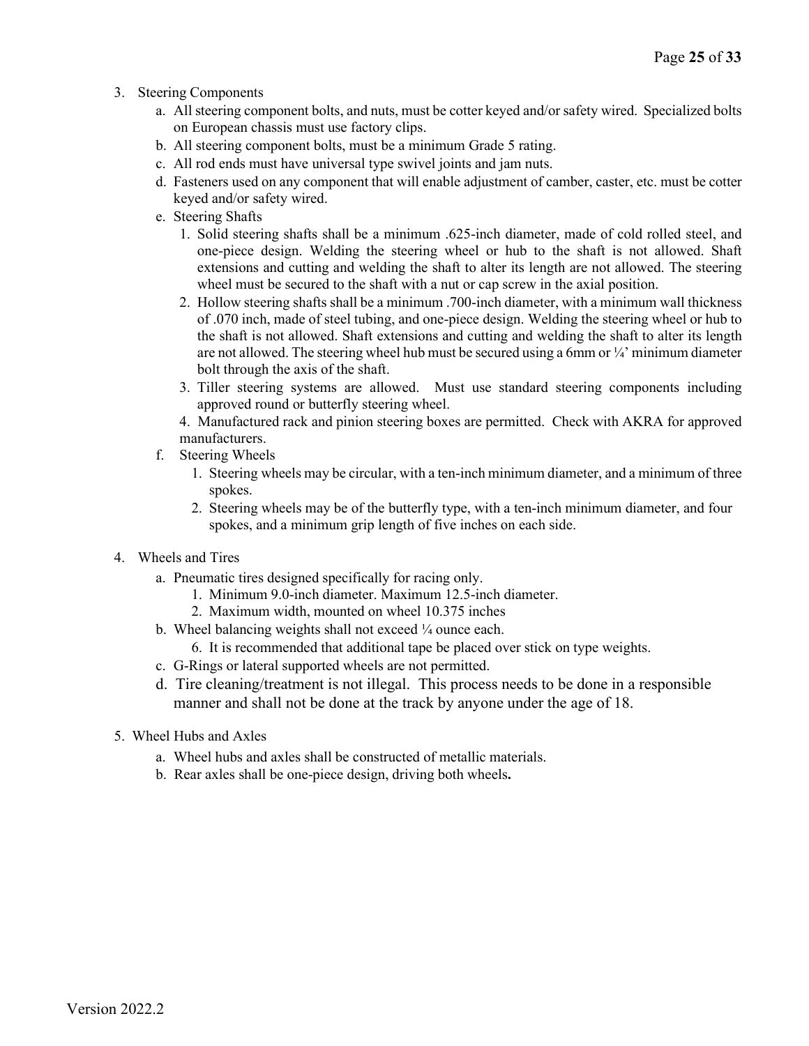3. Steering Components
    a. All steering component bolts, and nuts, must be cotter keyed and/or safety wired. Specialized bolts on European chassis must use factory clips.
    b. All steering component bolts, must be a minimum Grade 5 rating.
    c. All rod ends must have universal type swivel joints and jam nuts.
    d. Fasteners used on any component that will enable adjustment of camber, caster, etc. must be cotter keyed and/or safety wired.
    e. Steering Shafts
        1. Solid steering shafts shall be a minimum .625-inch diameter, made of cold rolled steel, and one-piece design. Welding the steering wheel or hub to the shaft is not allowed. Shaft extensions and cutting and welding the shaft to alter its length are not allowed. The steering wheel must be secured to the shaft with a nut or cap screw in the axial position.
        2. Hollow steering shafts shall be a minimum .700-inch diameter, with a minimum wall thickness of .070 inch, made of steel tubing, and one-piece design. Welding the steering wheel or hub to the shaft is not allowed. Shaft extensions and cutting and welding the shaft to alter its length are not allowed. The steering wheel hub must be secured using a 6mm or ¼' minimum diameter bolt through the axis of the shaft.
        3. Tiller steering systems are allowed. Must use standard steering components including approved round or butterfly steering wheel.
        4. Manufactured rack and pinion steering boxes are permitted. Check with AKRA for approved manufacturers.
    f. Steering Wheels
        1. Steering wheels may be circular, with a ten-inch minimum diameter, and a minimum of three spokes.
        2. Steering wheels may be of the butterfly type, with a ten-inch minimum diameter, and four spokes, and a minimum grip length of five inches on each side.

4. Wheels and Tires
    a. Pneumatic tires designed specifically for racing only.
        1. Minimum 9.0-inch diameter. Maximum 12.5-inch diameter.
        2. Maximum width, mounted on wheel 10.375 inches
    b. Wheel balancing weights shall not exceed ¼ ounce each.
        6. It is recommended that additional tape be placed over stick on type weights.
    c. G-Rings or lateral supported wheels are not permitted.
    d. Tire cleaning/treatment is not illegal. This process needs to be done in a responsible manner and shall not be done at the track by anyone under the age of 18.

5. Wheel Hubs and Axles
    a. Wheel hubs and axles shall be constructed of metallic materials.
    b. Rear axles shall be one-piece design, driving both wheels**.**

Version 2022.2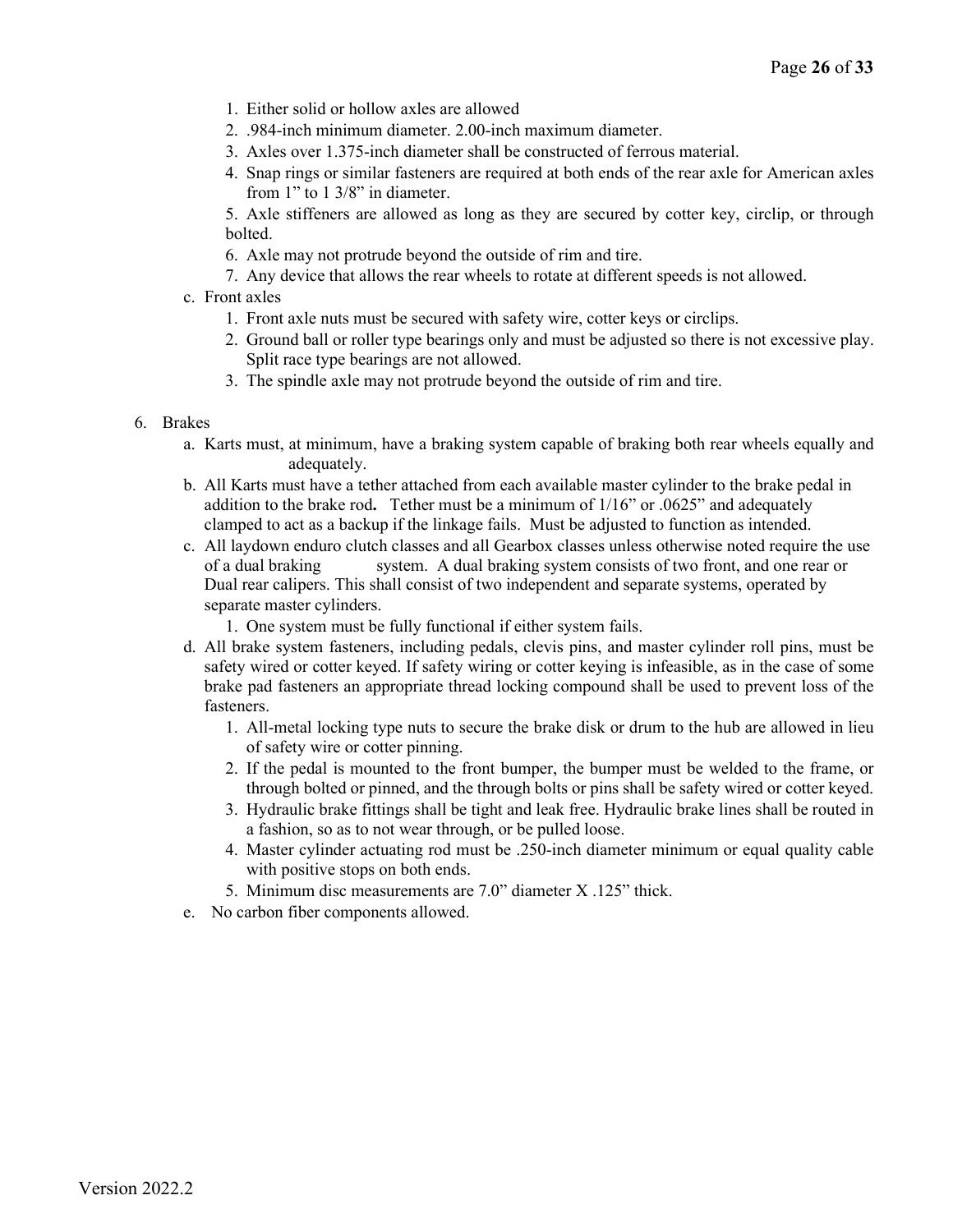1. Either solid or hollow axles are allowed
2. .984-inch minimum diameter. 2.00-inch maximum diameter.
3. Axles over 1.375-inch diameter shall be constructed of ferrous material.
4. Snap rings or similar fasteners are required at both ends of the rear axle for American axles from 1" to 1 3/8" in diameter.
5. Axle stiffeners are allowed as long as they are secured by cotter key, circlip, or through bolted.
6. Axle may not protrude beyond the outside of rim and tire.
7. Any device that allows the rear wheels to rotate at different speeds is not allowed.

c. Front axles

1. Front axle nuts must be secured with safety wire, cotter keys or circlips.
2. Ground ball or roller type bearings only and must be adjusted so there is not excessive play. Split race type bearings are not allowed.
3. The spindle axle may not protrude beyond the outside of rim and tire.

6. Brakes

a. Karts must, at minimum, have a braking system capable of braking both rear wheels equally and adequately.

b. All Karts must have a tether attached from each available master cylinder to the brake pedal in addition to the brake rod**.** Tether must be a minimum of 1/16" or .0625" and adequately clamped to act as a backup if the linkage fails. Must be adjusted to function as intended.

c. All laydown enduro clutch classes and all Gearbox classes unless otherwise noted require the use of a dual braking system. A dual braking system consists of two front, and one rear or Dual rear calipers. This shall consist of two independent and separate systems, operated by separate master cylinders.

1. One system must be fully functional if either system fails.

d. All brake system fasteners, including pedals, clevis pins, and master cylinder roll pins, must be safety wired or cotter keyed. If safety wiring or cotter keying is infeasible, as in the case of some brake pad fasteners an appropriate thread locking compound shall be used to prevent loss of the fasteners.

1. All-metal locking type nuts to secure the brake disk or drum to the hub are allowed in lieu of safety wire or cotter pinning.
2. If the pedal is mounted to the front bumper, the bumper must be welded to the frame, or through bolted or pinned, and the through bolts or pins shall be safety wired or cotter keyed.
3. Hydraulic brake fittings shall be tight and leak free. Hydraulic brake lines shall be routed in a fashion, so as to not wear through, or be pulled loose.
4. Master cylinder actuating rod must be .250-inch diameter minimum or equal quality cable with positive stops on both ends.
5. Minimum disc measurements are 7.0" diameter X .125" thick.

e. No carbon fiber components allowed.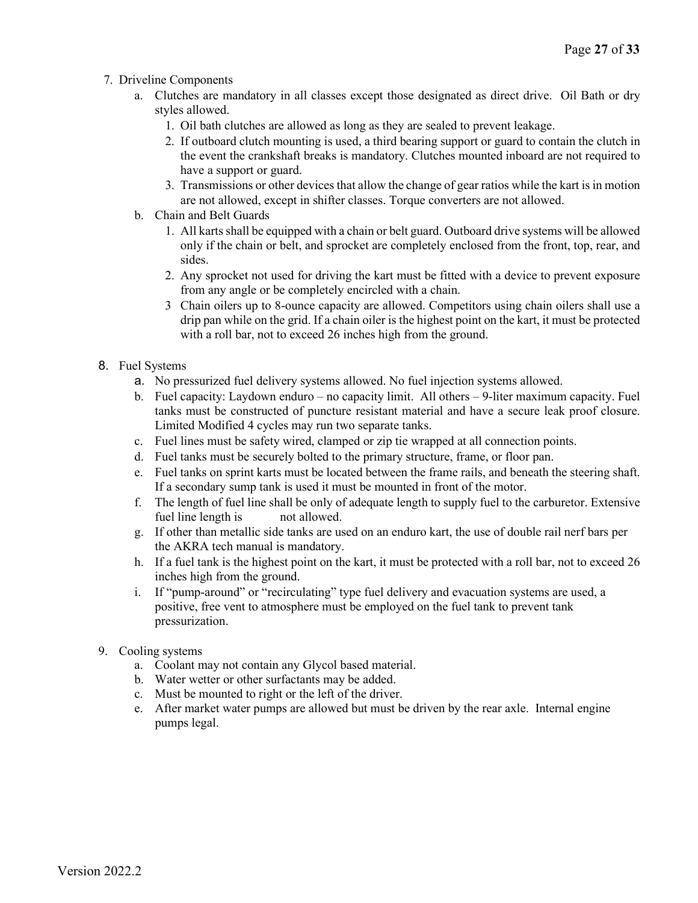7. Driveline Components
    a. Clutches are mandatory in all classes except those designated as direct drive. Oil Bath or dry styles allowed.
        1. Oil bath clutches are allowed as long as they are sealed to prevent leakage.
        2. If outboard clutch mounting is used, a third bearing support or guard to contain the clutch in the event the crankshaft breaks is mandatory. Clutches mounted inboard are not required to have a support or guard.
        3. Transmissions or other devices that allow the change of gear ratios while the kart is in motion are not allowed, except in shifter classes. Torque converters are not allowed.
    b. Chain and Belt Guards
        1. All karts shall be equipped with a chain or belt guard. Outboard drive systems will be allowed only if the chain or belt, and sprocket are completely enclosed from the front, top, rear, and sides.
        2. Any sprocket not used for driving the kart must be fitted with a device to prevent exposure from any angle or be completely encircled with a chain.
        3 Chain oilers up to 8-ounce capacity are allowed. Competitors using chain oilers shall use a drip pan while on the grid. If a chain oiler is the highest point on the kart, it must be protected with a roll bar, not to exceed 26 inches high from the ground.

8. Fuel Systems
    a. No pressurized fuel delivery systems allowed. No fuel injection systems allowed.
    b. Fuel capacity: Laydown enduro – no capacity limit. All others – 9-liter maximum capacity. Fuel tanks must be constructed of puncture resistant material and have a secure leak proof closure. Limited Modified 4 cycles may run two separate tanks.
    c. Fuel lines must be safety wired, clamped or zip tie wrapped at all connection points.
    d. Fuel tanks must be securely bolted to the primary structure, frame, or floor pan.
    e. Fuel tanks on sprint karts must be located between the frame rails, and beneath the steering shaft. If a secondary sump tank is used it must be mounted in front of the motor.
    f. The length of fuel line shall be only of adequate length to supply fuel to the carburetor. Extensive fuel line length is not allowed.
    g. If other than metallic side tanks are used on an enduro kart, the use of double rail nerf bars per the AKRA tech manual is mandatory.
    h. If a fuel tank is the highest point on the kart, it must be protected with a roll bar, not to exceed 26 inches high from the ground.
    i. If "pump-around" or "recirculating" type fuel delivery and evacuation systems are used, a positive, free vent to atmosphere must be employed on the fuel tank to prevent tank pressurization.

9. Cooling systems
    a. Coolant may not contain any Glycol based material.
    b. Water wetter or other surfactants may be added.
    c. Must be mounted to right or the left of the driver.
    e. After market water pumps are allowed but must be driven by the rear axle. Internal engine pumps legal.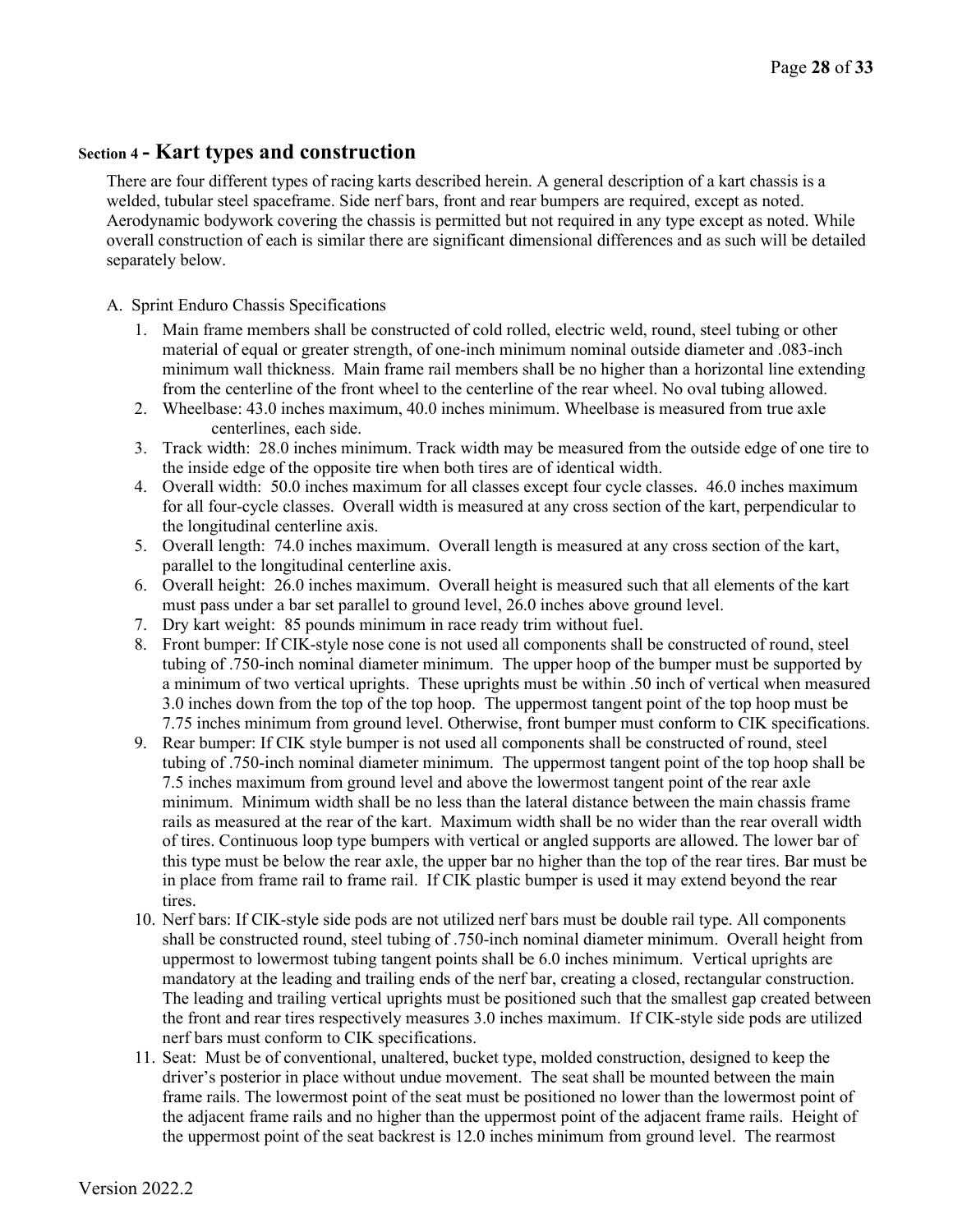## Section 4 - Kart types and construction

There are four different types of racing karts described herein. A general description of a kart chassis is a welded, tubular steel spaceframe. Side nerf bars, front and rear bumpers are required, except as noted. Aerodynamic bodywork covering the chassis is permitted but not required in any type except as noted. While overall construction of each is similar there are significant dimensional differences and as such will be detailed separately below.

A. Sprint Enduro Chassis Specifications

1. Main frame members shall be constructed of cold rolled, electric weld, round, steel tubing or other material of equal or greater strength, of one-inch minimum nominal outside diameter and .083-inch minimum wall thickness. Main frame rail members shall be no higher than a horizontal line extending from the centerline of the front wheel to the centerline of the rear wheel. No oval tubing allowed.
2. Wheelbase: 43.0 inches maximum, 40.0 inches minimum. Wheelbase is measured from true axle centerlines, each side.
3. Track width: 28.0 inches minimum. Track width may be measured from the outside edge of one tire to the inside edge of the opposite tire when both tires are of identical width.
4. Overall width: 50.0 inches maximum for all classes except four cycle classes. 46.0 inches maximum for all four-cycle classes. Overall width is measured at any cross section of the kart, perpendicular to the longitudinal centerline axis.
5. Overall length: 74.0 inches maximum. Overall length is measured at any cross section of the kart, parallel to the longitudinal centerline axis.
6. Overall height: 26.0 inches maximum. Overall height is measured such that all elements of the kart must pass under a bar set parallel to ground level, 26.0 inches above ground level.
7. Dry kart weight: 85 pounds minimum in race ready trim without fuel.
8. Front bumper: If CIK-style nose cone is not used all components shall be constructed of round, steel tubing of .750-inch nominal diameter minimum. The upper hoop of the bumper must be supported by a minimum of two vertical uprights. These uprights must be within .50 inch of vertical when measured 3.0 inches down from the top of the top hoop. The uppermost tangent point of the top hoop must be 7.75 inches minimum from ground level. Otherwise, front bumper must conform to CIK specifications.
9. Rear bumper: If CIK style bumper is not used all components shall be constructed of round, steel tubing of .750-inch nominal diameter minimum. The uppermost tangent point of the top hoop shall be 7.5 inches maximum from ground level and above the lowermost tangent point of the rear axle minimum. Minimum width shall be no less than the lateral distance between the main chassis frame rails as measured at the rear of the kart. Maximum width shall be no wider than the rear overall width of tires. Continuous loop type bumpers with vertical or angled supports are allowed. The lower bar of this type must be below the rear axle, the upper bar no higher than the top of the rear tires. Bar must be in place from frame rail to frame rail. If CIK plastic bumper is used it may extend beyond the rear tires.
10. Nerf bars: If CIK-style side pods are not utilized nerf bars must be double rail type. All components shall be constructed round, steel tubing of .750-inch nominal diameter minimum. Overall height from uppermost to lowermost tubing tangent points shall be 6.0 inches minimum. Vertical uprights are mandatory at the leading and trailing ends of the nerf bar, creating a closed, rectangular construction. The leading and trailing vertical uprights must be positioned such that the smallest gap created between the front and rear tires respectively measures 3.0 inches maximum. If CIK-style side pods are utilized nerf bars must conform to CIK specifications.
11. Seat: Must be of conventional, unaltered, bucket type, molded construction, designed to keep the driver's posterior in place without undue movement. The seat shall be mounted between the main frame rails. The lowermost point of the seat must be positioned no lower than the lowermost point of the adjacent frame rails and no higher than the uppermost point of the adjacent frame rails. Height of the uppermost point of the seat backrest is 12.0 inches minimum from ground level. The rearmost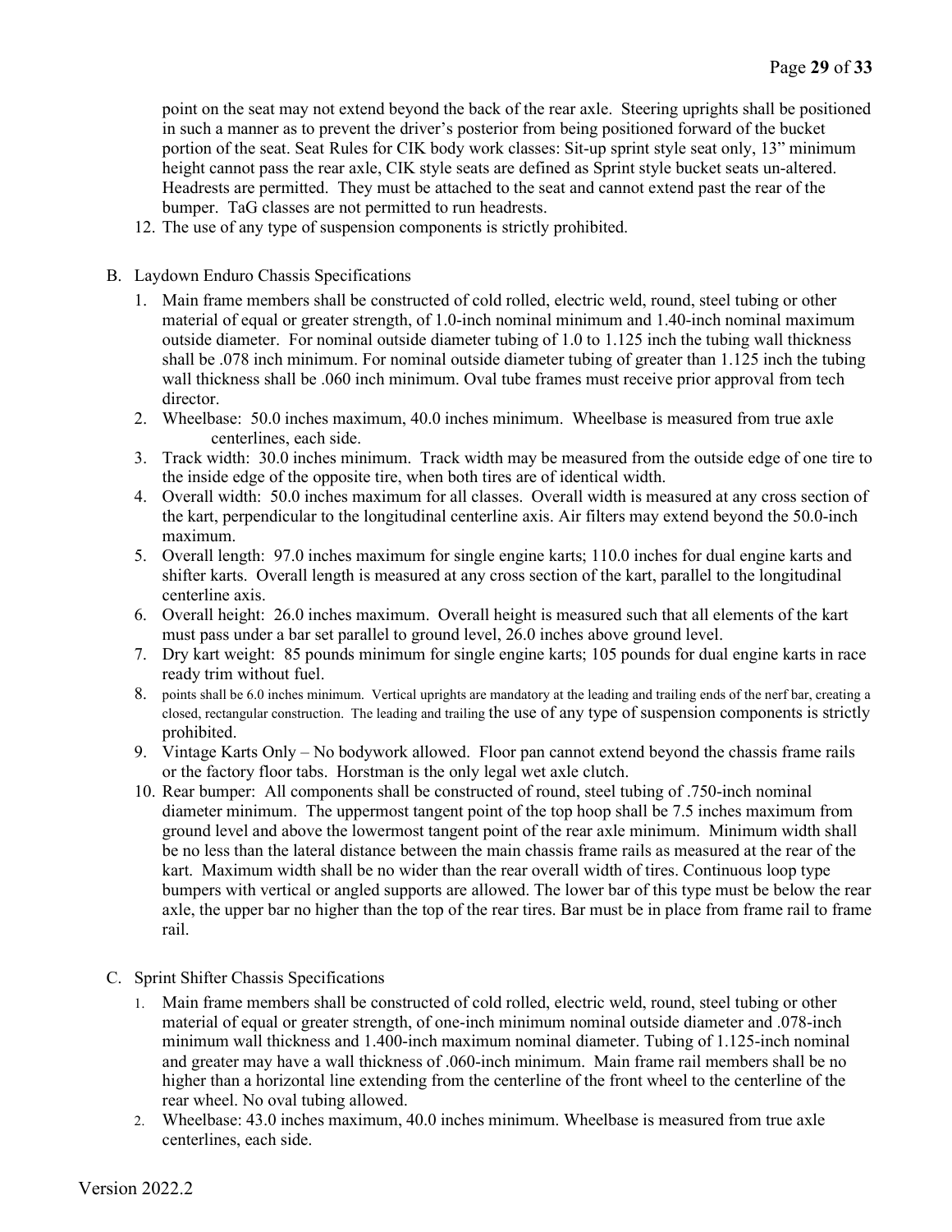point on the seat may not extend beyond the back of the rear axle. Steering uprights shall be positioned in such a manner as to prevent the driver's posterior from being positioned forward of the bucket portion of the seat. Seat Rules for CIK body work classes: Sit-up sprint style seat only, 13" minimum height cannot pass the rear axle, CIK style seats are defined as Sprint style bucket seats un-altered. Headrests are permitted. They must be attached to the seat and cannot extend past the rear of the bumper. TaG classes are not permitted to run headrests.

12. The use of any type of suspension components is strictly prohibited.

B. Laydown Enduro Chassis Specifications

1. Main frame members shall be constructed of cold rolled, electric weld, round, steel tubing or other material of equal or greater strength, of 1.0-inch nominal minimum and 1.40-inch nominal maximum outside diameter. For nominal outside diameter tubing of 1.0 to 1.125 inch the tubing wall thickness shall be .078 inch minimum. For nominal outside diameter tubing of greater than 1.125 inch the tubing wall thickness shall be .060 inch minimum. Oval tube frames must receive prior approval from tech director.
2. Wheelbase: 50.0 inches maximum, 40.0 inches minimum. Wheelbase is measured from true axle centerlines, each side.
3. Track width: 30.0 inches minimum. Track width may be measured from the outside edge of one tire to the inside edge of the opposite tire, when both tires are of identical width.
4. Overall width: 50.0 inches maximum for all classes. Overall width is measured at any cross section of the kart, perpendicular to the longitudinal centerline axis. Air filters may extend beyond the 50.0-inch maximum.
5. Overall length: 97.0 inches maximum for single engine karts; 110.0 inches for dual engine karts and shifter karts. Overall length is measured at any cross section of the kart, parallel to the longitudinal centerline axis.
6. Overall height: 26.0 inches maximum. Overall height is measured such that all elements of the kart must pass under a bar set parallel to ground level, 26.0 inches above ground level.
7. Dry kart weight: 85 pounds minimum for single engine karts; 105 pounds for dual engine karts in race ready trim without fuel.
8. points shall be 6.0 inches minimum. Vertical uprights are mandatory at the leading and trailing ends of the nerf bar, creating a closed, rectangular construction. The leading and trailing the use of any type of suspension components is strictly prohibited.
9. Vintage Karts Only – No bodywork allowed. Floor pan cannot extend beyond the chassis frame rails or the factory floor tabs. Horstman is the only legal wet axle clutch.
10. Rear bumper: All components shall be constructed of round, steel tubing of .750-inch nominal diameter minimum. The uppermost tangent point of the top hoop shall be 7.5 inches maximum from ground level and above the lowermost tangent point of the rear axle minimum. Minimum width shall be no less than the lateral distance between the main chassis frame rails as measured at the rear of the kart. Maximum width shall be no wider than the rear overall width of tires. Continuous loop type bumpers with vertical or angled supports are allowed. The lower bar of this type must be below the rear axle, the upper bar no higher than the top of the rear tires. Bar must be in place from frame rail to frame rail.

C. Sprint Shifter Chassis Specifications

1. Main frame members shall be constructed of cold rolled, electric weld, round, steel tubing or other material of equal or greater strength, of one-inch minimum nominal outside diameter and .078-inch minimum wall thickness and 1.400-inch maximum nominal diameter. Tubing of 1.125-inch nominal and greater may have a wall thickness of .060-inch minimum. Main frame rail members shall be no higher than a horizontal line extending from the centerline of the front wheel to the centerline of the rear wheel. No oval tubing allowed.
2. Wheelbase: 43.0 inches maximum, 40.0 inches minimum. Wheelbase is measured from true axle centerlines, each side.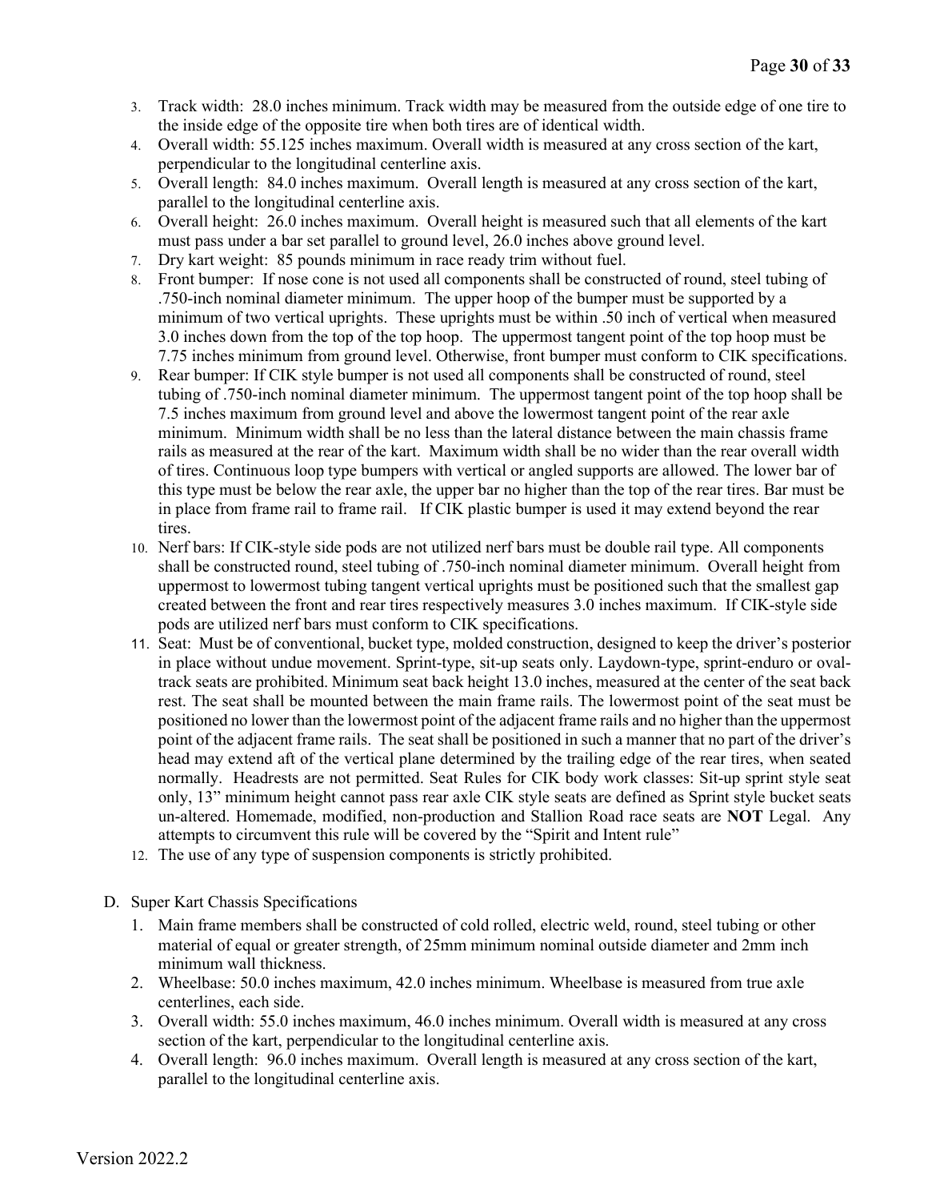3. Track width: 28.0 inches minimum. Track width may be measured from the outside edge of one tire to the inside edge of the opposite tire when both tires are of identical width.
4. Overall width: 55.125 inches maximum. Overall width is measured at any cross section of the kart, perpendicular to the longitudinal centerline axis.
5. Overall length: 84.0 inches maximum. Overall length is measured at any cross section of the kart, parallel to the longitudinal centerline axis.
6. Overall height: 26.0 inches maximum. Overall height is measured such that all elements of the kart must pass under a bar set parallel to ground level, 26.0 inches above ground level.
7. Dry kart weight: 85 pounds minimum in race ready trim without fuel.
8. Front bumper: If nose cone is not used all components shall be constructed of round, steel tubing of .750-inch nominal diameter minimum. The upper hoop of the bumper must be supported by a minimum of two vertical uprights. These uprights must be within .50 inch of vertical when measured 3.0 inches down from the top of the top hoop. The uppermost tangent point of the top hoop must be 7.75 inches minimum from ground level. Otherwise, front bumper must conform to CIK specifications.
9. Rear bumper: If CIK style bumper is not used all components shall be constructed of round, steel tubing of .750-inch nominal diameter minimum. The uppermost tangent point of the top hoop shall be 7.5 inches maximum from ground level and above the lowermost tangent point of the rear axle minimum. Minimum width shall be no less than the lateral distance between the main chassis frame rails as measured at the rear of the kart. Maximum width shall be no wider than the rear overall width of tires. Continuous loop type bumpers with vertical or angled supports are allowed. The lower bar of this type must be below the rear axle, the upper bar no higher than the top of the rear tires. Bar must be in place from frame rail to frame rail. If CIK plastic bumper is used it may extend beyond the rear tires.
10. Nerf bars: If CIK-style side pods are not utilized nerf bars must be double rail type. All components shall be constructed round, steel tubing of .750-inch nominal diameter minimum. Overall height from uppermost to lowermost tubing tangent vertical uprights must be positioned such that the smallest gap created between the front and rear tires respectively measures 3.0 inches maximum. If CIK-style side pods are utilized nerf bars must conform to CIK specifications.
11. Seat: Must be of conventional, bucket type, molded construction, designed to keep the driver's posterior in place without undue movement. Sprint-type, sit-up seats only. Laydown-type, sprint-enduro or oval-track seats are prohibited. Minimum seat back height 13.0 inches, measured at the center of the seat back rest. The seat shall be mounted between the main frame rails. The lowermost point of the seat must be positioned no lower than the lowermost point of the adjacent frame rails and no higher than the uppermost point of the adjacent frame rails. The seat shall be positioned in such a manner that no part of the driver's head may extend aft of the vertical plane determined by the trailing edge of the rear tires, when seated normally. Headrests are not permitted. Seat Rules for CIK body work classes: Sit-up sprint style seat only, 13" minimum height cannot pass rear axle CIK style seats are defined as Sprint style bucket seats un-altered. Homemade, modified, non-production and Stallion Road race seats are **NOT** Legal. Any attempts to circumvent this rule will be covered by the "Spirit and Intent rule"
12. The use of any type of suspension components is strictly prohibited.

D. Super Kart Chassis Specifications

1. Main frame members shall be constructed of cold rolled, electric weld, round, steel tubing or other material of equal or greater strength, of 25mm minimum nominal outside diameter and 2mm inch minimum wall thickness.
2. Wheelbase: 50.0 inches maximum, 42.0 inches minimum. Wheelbase is measured from true axle centerlines, each side.
3. Overall width: 55.0 inches maximum, 46.0 inches minimum. Overall width is measured at any cross section of the kart, perpendicular to the longitudinal centerline axis.
4. Overall length: 96.0 inches maximum. Overall length is measured at any cross section of the kart, parallel to the longitudinal centerline axis.

Version 2022.2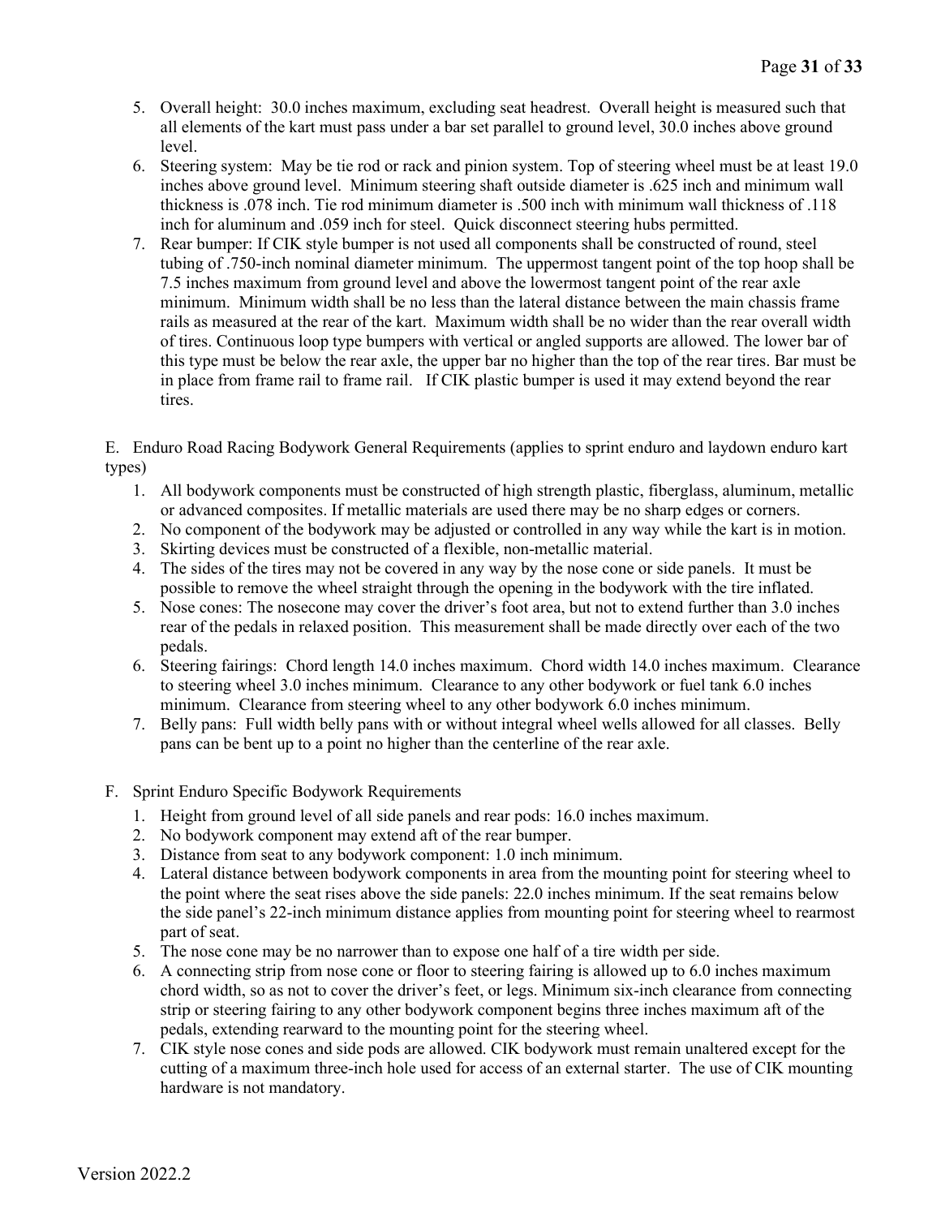5. Overall height: 30.0 inches maximum, excluding seat headrest. Overall height is measured such that all elements of the kart must pass under a bar set parallel to ground level, 30.0 inches above ground level.
6. Steering system: May be tie rod or rack and pinion system. Top of steering wheel must be at least 19.0 inches above ground level. Minimum steering shaft outside diameter is .625 inch and minimum wall thickness is .078 inch. Tie rod minimum diameter is .500 inch with minimum wall thickness of .118 inch for aluminum and .059 inch for steel. Quick disconnect steering hubs permitted.
7. Rear bumper: If CIK style bumper is not used all components shall be constructed of round, steel tubing of .750-inch nominal diameter minimum. The uppermost tangent point of the top hoop shall be 7.5 inches maximum from ground level and above the lowermost tangent point of the rear axle minimum. Minimum width shall be no less than the lateral distance between the main chassis frame rails as measured at the rear of the kart. Maximum width shall be no wider than the rear overall width of tires. Continuous loop type bumpers with vertical or angled supports are allowed. The lower bar of this type must be below the rear axle, the upper bar no higher than the top of the rear tires. Bar must be in place from frame rail to frame rail. If CIK plastic bumper is used it may extend beyond the rear tires.

E. Enduro Road Racing Bodywork General Requirements (applies to sprint enduro and laydown enduro kart types)

1. All bodywork components must be constructed of high strength plastic, fiberglass, aluminum, metallic or advanced composites. If metallic materials are used there may be no sharp edges or corners.
2. No component of the bodywork may be adjusted or controlled in any way while the kart is in motion.
3. Skirting devices must be constructed of a flexible, non-metallic material.
4. The sides of the tires may not be covered in any way by the nose cone or side panels. It must be possible to remove the wheel straight through the opening in the bodywork with the tire inflated.
5. Nose cones: The nosecone may cover the driver's foot area, but not to extend further than 3.0 inches rear of the pedals in relaxed position. This measurement shall be made directly over each of the two pedals.
6. Steering fairings: Chord length 14.0 inches maximum. Chord width 14.0 inches maximum. Clearance to steering wheel 3.0 inches minimum. Clearance to any other bodywork or fuel tank 6.0 inches minimum. Clearance from steering wheel to any other bodywork 6.0 inches minimum.
7. Belly pans: Full width belly pans with or without integral wheel wells allowed for all classes. Belly pans can be bent up to a point no higher than the centerline of the rear axle.

F. Sprint Enduro Specific Bodywork Requirements

1. Height from ground level of all side panels and rear pods: 16.0 inches maximum.
2. No bodywork component may extend aft of the rear bumper.
3. Distance from seat to any bodywork component: 1.0 inch minimum.
4. Lateral distance between bodywork components in area from the mounting point for steering wheel to the point where the seat rises above the side panels: 22.0 inches minimum. If the seat remains below the side panel's 22-inch minimum distance applies from mounting point for steering wheel to rearmost part of seat.
5. The nose cone may be no narrower than to expose one half of a tire width per side.
6. A connecting strip from nose cone or floor to steering fairing is allowed up to 6.0 inches maximum chord width, so as not to cover the driver's feet, or legs. Minimum six-inch clearance from connecting strip or steering fairing to any other bodywork component begins three inches maximum aft of the pedals, extending rearward to the mounting point for the steering wheel.
7. CIK style nose cones and side pods are allowed. CIK bodywork must remain unaltered except for the cutting of a maximum three-inch hole used for access of an external starter. The use of CIK mounting hardware is not mandatory.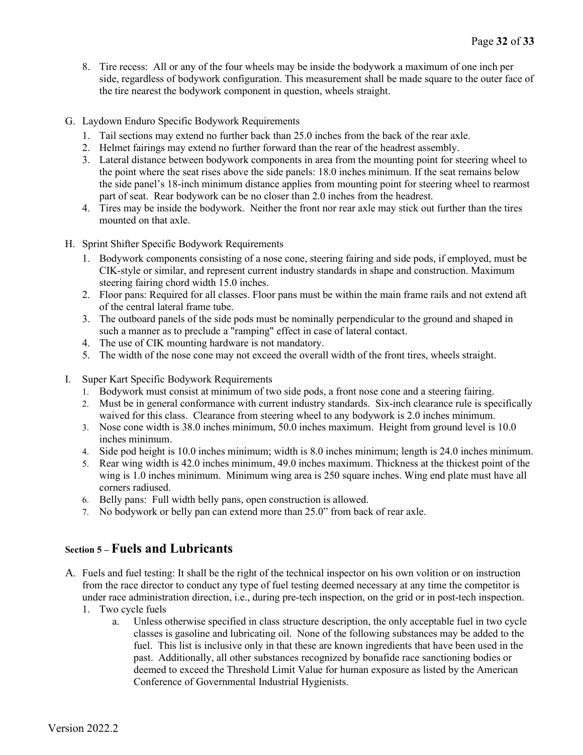8. Tire recess: All or any of the four wheels may be inside the bodywork a maximum of one inch per side, regardless of bodywork configuration. This measurement shall be made square to the outer face of the tire nearest the bodywork component in question, wheels straight.

G. Laydown Enduro Specific Bodywork Requirements
   1. Tail sections may extend no further back than 25.0 inches from the back of the rear axle.
   2. Helmet fairings may extend no further forward than the rear of the headrest assembly.
   3. Lateral distance between bodywork components in area from the mounting point for steering wheel to the point where the seat rises above the side panels: 18.0 inches minimum. If the seat remains below the side panel's 18-inch minimum distance applies from mounting point for steering wheel to rearmost part of seat. Rear bodywork can be no closer than 2.0 inches from the headrest.
   4. Tires may be inside the bodywork. Neither the front nor rear axle may stick out further than the tires mounted on that axle.

H. Sprint Shifter Specific Bodywork Requirements
   1. Bodywork components consisting of a nose cone, steering fairing and side pods, if employed, must be CIK-style or similar, and represent current industry standards in shape and construction. Maximum steering fairing chord width 15.0 inches.
   2. Floor pans: Required for all classes. Floor pans must be within the main frame rails and not extend aft of the central lateral frame tube.
   3. The outboard panels of the side pods must be nominally perpendicular to the ground and shaped in such a manner as to preclude a "ramping" effect in case of lateral contact.
   4. The use of CIK mounting hardware is not mandatory.
   5. The width of the nose cone may not exceed the overall width of the front tires, wheels straight.

I. Super Kart Specific Bodywork Requirements
   1. Bodywork must consist at minimum of two side pods, a front nose cone and a steering fairing.
   2. Must be in general conformance with current industry standards. Six-inch clearance rule is specifically waived for this class. Clearance from steering wheel to any bodywork is 2.0 inches minimum.
   3. Nose cone width is 38.0 inches minimum, 50.0 inches maximum. Height from ground level is 10.0 inches minimum.
   4. Side pod height is 10.0 inches minimum; width is 8.0 inches minimum; length is 24.0 inches minimum.
   5. Rear wing width is 42.0 inches minimum, 49.0 inches maximum. Thickness at the thickest point of the wing is 1.0 inches minimum. Minimum wing area is 250 square inches. Wing end plate must have all corners radiused.
   6. Belly pans: Full width belly pans, open construction is allowed.
   7. No bodywork or belly pan can extend more than 25.0" from back of rear axle.

## Section 5 – Fuels and Lubricants

A. Fuels and fuel testing: It shall be the right of the technical inspector on his own volition or on instruction from the race director to conduct any type of fuel testing deemed necessary at any time the competitor is under race administration direction, i.e., during pre-tech inspection, on the grid or in post-tech inspection.
   1. Two cycle fuels
      a. Unless otherwise specified in class structure description, the only acceptable fuel in two cycle classes is gasoline and lubricating oil. None of the following substances may be added to the fuel. This list is inclusive only in that these are known ingredients that have been used in the past. Additionally, all other substances recognized by bonafide race sanctioning bodies or deemed to exceed the Threshold Limit Value for human exposure as listed by the American Conference of Governmental Industrial Hygienists.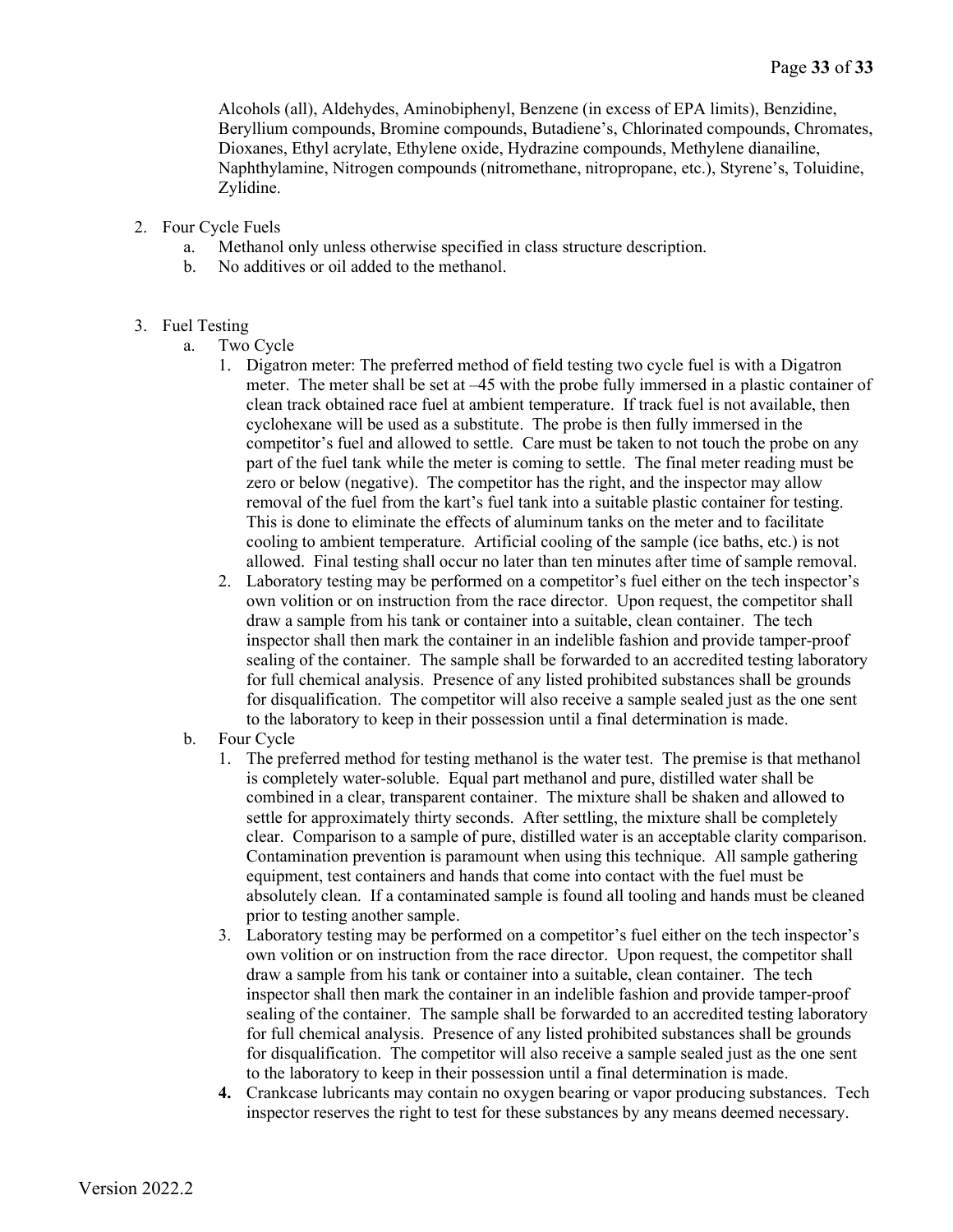Alcohols (all), Aldehydes, Aminobiphenyl, Benzene (in excess of EPA limits), Benzidine, Beryllium compounds, Bromine compounds, Butadiene's, Chlorinated compounds, Chromates, Dioxanes, Ethyl acrylate, Ethylene oxide, Hydrazine compounds, Methylene dianailine, Naphthylamine, Nitrogen compounds (nitromethane, nitropropane, etc.), Styrene's, Toluidine, Zylidine.

2. Four Cycle Fuels
    a. Methanol only unless otherwise specified in class structure description.
    b. No additives or oil added to the methanol.

3. Fuel Testing
    a. Two Cycle
        1. Digatron meter: The preferred method of field testing two cycle fuel is with a Digatron meter. The meter shall be set at –45 with the probe fully immersed in a plastic container of clean track obtained race fuel at ambient temperature. If track fuel is not available, then cyclohexane will be used as a substitute. The probe is then fully immersed in the competitor's fuel and allowed to settle. Care must be taken to not touch the probe on any part of the fuel tank while the meter is coming to settle. The final meter reading must be zero or below (negative). The competitor has the right, and the inspector may allow removal of the fuel from the kart's fuel tank into a suitable plastic container for testing. This is done to eliminate the effects of aluminum tanks on the meter and to facilitate cooling to ambient temperature. Artificial cooling of the sample (ice baths, etc.) is not allowed. Final testing shall occur no later than ten minutes after time of sample removal.
        2. Laboratory testing may be performed on a competitor's fuel either on the tech inspector's own volition or on instruction from the race director. Upon request, the competitor shall draw a sample from his tank or container into a suitable, clean container. The tech inspector shall then mark the container in an indelible fashion and provide tamper-proof sealing of the container. The sample shall be forwarded to an accredited testing laboratory for full chemical analysis. Presence of any listed prohibited substances shall be grounds for disqualification. The competitor will also receive a sample sealed just as the one sent to the laboratory to keep in their possession until a final determination is made.
    b. Four Cycle
        1. The preferred method for testing methanol is the water test. The premise is that methanol is completely water-soluble. Equal part methanol and pure, distilled water shall be combined in a clear, transparent container. The mixture shall be shaken and allowed to settle for approximately thirty seconds. After settling, the mixture shall be completely clear. Comparison to a sample of pure, distilled water is an acceptable clarity comparison. Contamination prevention is paramount when using this technique. All sample gathering equipment, test containers and hands that come into contact with the fuel must be absolutely clean. If a contaminated sample is found all tooling and hands must be cleaned prior to testing another sample.
        3. Laboratory testing may be performed on a competitor's fuel either on the tech inspector's own volition or on instruction from the race director. Upon request, the competitor shall draw a sample from his tank or container into a suitable, clean container. The tech inspector shall then mark the container in an indelible fashion and provide tamper-proof sealing of the container. The sample shall be forwarded to an accredited testing laboratory for full chemical analysis. Presence of any listed prohibited substances shall be grounds for disqualification. The competitor will also receive a sample sealed just as the one sent to the laboratory to keep in their possession until a final determination is made.
        **4.** Crankcase lubricants may contain no oxygen bearing or vapor producing substances. Tech inspector reserves the right to test for these substances by any means deemed necessary.